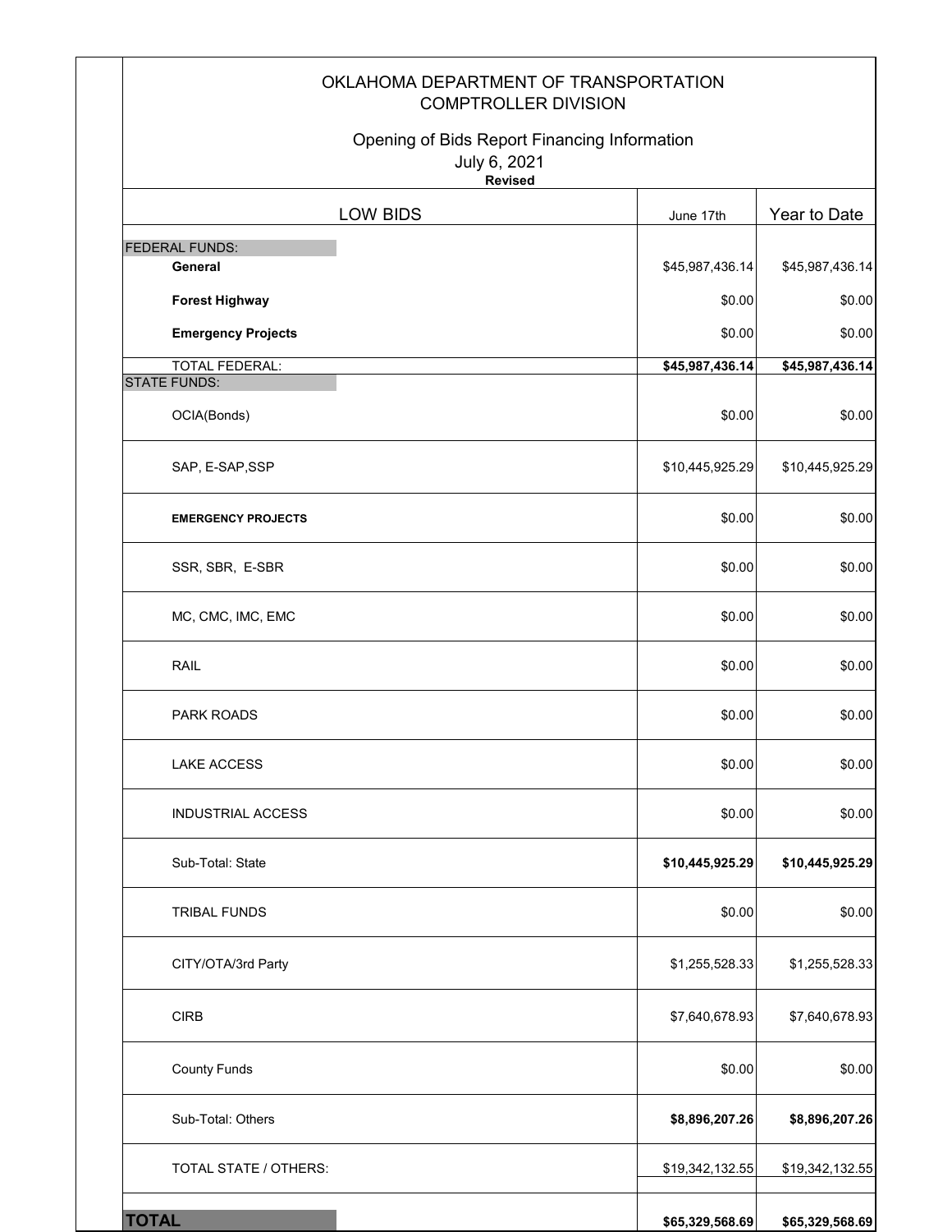OKLAHOMA DEPARTMENT OF TRANSPORTATION
COMPTROLLER DIVISION

Opening of Bids Report Financing Information
July 6, 2021
**Revised**

| LOW BIDS | June 17th | Year to Date |
|---|---|---|
| FEDERAL FUNDS: | | |
| **General** | $45,987,436.14 | $45,987,436.14 |
| **Forest Highway** | $0.00 | $0.00 |
| **Emergency Projects** | $0.00 | $0.00 |
| TOTAL FEDERAL: | **$45,987,436.14** | **$45,987,436.14** |
| STATE FUNDS: | | |
| OCIA(Bonds) | $0.00 | $0.00 |
| SAP, E-SAP,SSP | $10,445,925.29 | $10,445,925.29 |
| **EMERGENCY PROJECTS** | $0.00 | $0.00 |
| SSR, SBR, E-SBR | $0.00 | $0.00 |
| MC, CMC, IMC, EMC | $0.00 | $0.00 |
| RAIL | $0.00 | $0.00 |
| PARK ROADS | $0.00 | $0.00 |
| LAKE ACCESS | $0.00 | $0.00 |
| INDUSTRIAL ACCESS | $0.00 | $0.00 |
| Sub-Total: State | **$10,445,925.29** | **$10,445,925.29** |
| TRIBAL FUNDS | $0.00 | $0.00 |
| CITY/OTA/3rd Party | $1,255,528.33 | $1,255,528.33 |
| CIRB | $7,640,678.93 | $7,640,678.93 |
| County Funds | $0.00 | $0.00 |
| Sub-Total: Others | **$8,896,207.26** | **$8,896,207.26** |
| TOTAL STATE / OTHERS: | $19,342,132.55 | $19,342,132.55 |
| **TOTAL** | **$65,329,568.69** | **$65,329,568.69** |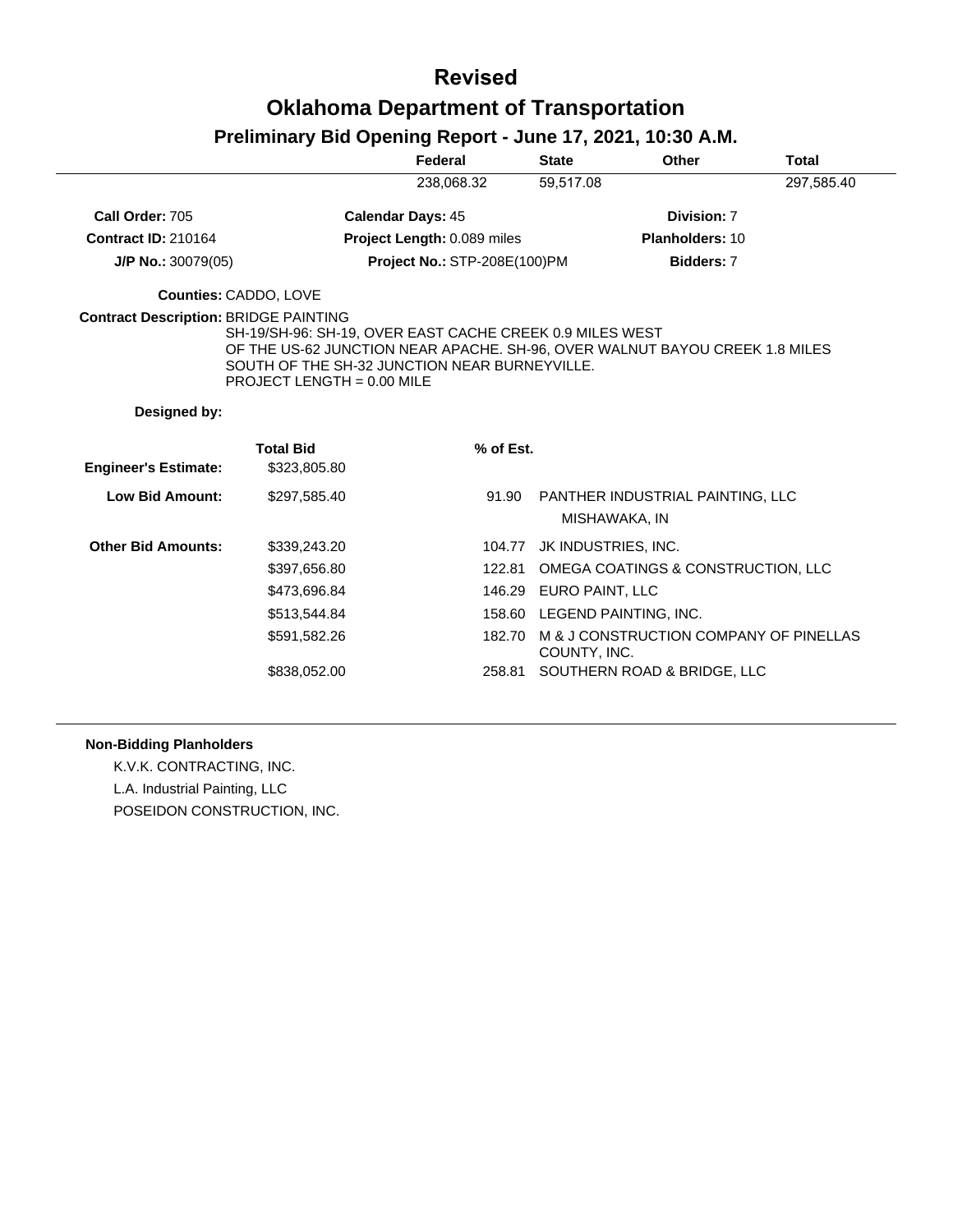# Revised

# Oklahoma Department of Transportation

## Preliminary Bid Opening Report - June 17, 2021, 10:30 A.M.

| | Federal | State | Other | Total |
|---|---|---|---|---|
| | 238,068.32 | 59,517.08 | | 297,585.40 |

**Call Order:** 705 | **Calendar Days:** 45 | **Division:** 7

**Contract ID:** 210164 | **Project Length:** 0.089 miles | **Planholders:** 10

**J/P No.:** 30079(05) | **Project No.:** STP-208E(100)PM | **Bidders:** 7

**Counties:** CADDO, LOVE

**Contract Description:** BRIDGE PAINTING
SH-19/SH-96: SH-19, OVER EAST CACHE CREEK 0.9 MILES WEST OF THE US-62 JUNCTION NEAR APACHE. SH-96, OVER WALNUT BAYOU CREEK 1.8 MILES SOUTH OF THE SH-32 JUNCTION NEAR BURNEYVILLE.
PROJECT LENGTH = 0.00 MILE

**Designed by:**

| | Total Bid | % of Est. | |
|---|---|---|---|
| **Engineer's Estimate:** | $323,805.80 | | |
| **Low Bid Amount:** | $297,585.40 | 91.90 | PANTHER INDUSTRIAL PAINTING, LLC MISHAWAKA, IN |
| **Other Bid Amounts:** | $339,243.20 | 104.77 | JK INDUSTRIES, INC. |
| | $397,656.80 | 122.81 | OMEGA COATINGS & CONSTRUCTION, LLC |
| | $473,696.84 | 146.29 | EURO PAINT, LLC |
| | $513,544.84 | 158.60 | LEGEND PAINTING, INC. |
| | $591,582.26 | 182.70 | M & J CONSTRUCTION COMPANY OF PINELLAS COUNTY, INC. |
| | $838,052.00 | 258.81 | SOUTHERN ROAD & BRIDGE, LLC |

**Non-Bidding Planholders**

K.V.K. CONTRACTING, INC.

L.A. Industrial Painting, LLC

POSEIDON CONSTRUCTION, INC.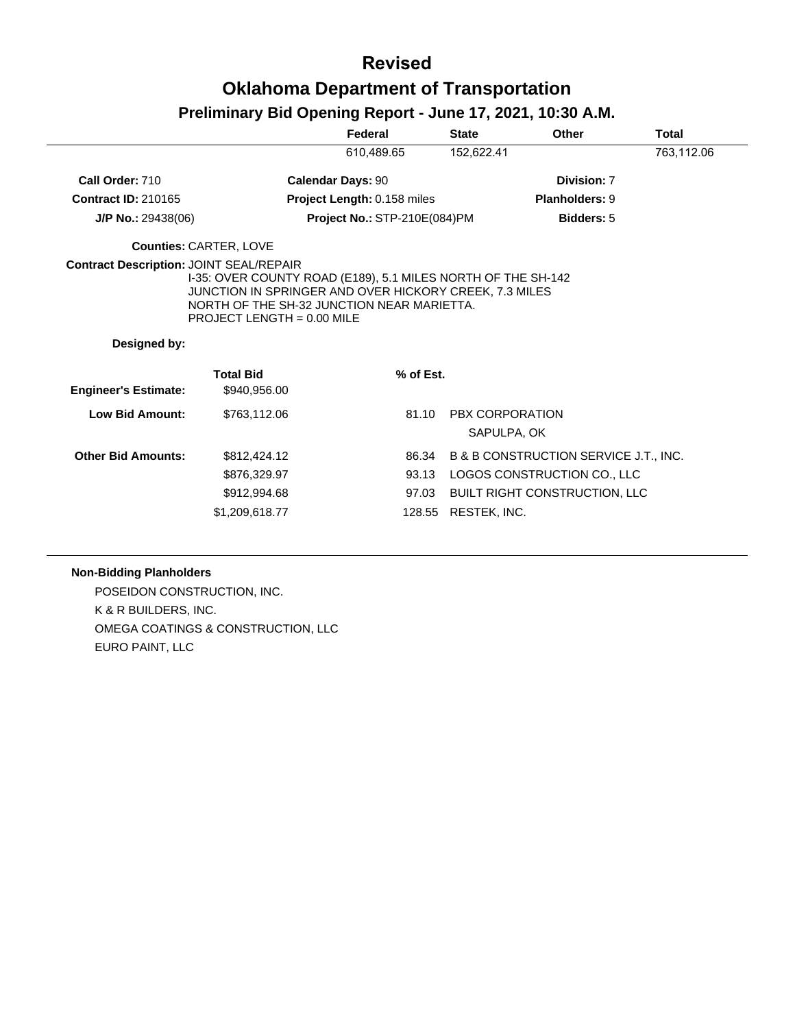# Revised

# Oklahoma Department of Transportation

## Preliminary Bid Opening Report - June 17, 2021, 10:30 A.M.

| | Federal | State | Other | Total |
|---|---|---|---|---|
| | 610,489.65 | 152,622.41 | | 763,112.06 |

**Call Order:** 710 **Calendar Days:** 90 **Division:** 7

**Contract ID:** 210165 **Project Length:** 0.158 miles **Planholders:** 9

**J/P No.:** 29438(06) **Project No.:** STP-210E(084)PM **Bidders:** 5

**Counties:** CARTER, LOVE

**Contract Description:** JOINT SEAL/REPAIR
I-35: OVER COUNTY ROAD (E189), 5.1 MILES NORTH OF THE SH-142 JUNCTION IN SPRINGER AND OVER HICKORY CREEK, 7.3 MILES NORTH OF THE SH-32 JUNCTION NEAR MARIETTA.
PROJECT LENGTH = 0.00 MILE

**Designed by:**

| | Total Bid | % of Est. | |
|---|---|---|---|
| **Engineer's Estimate:** | $940,956.00 | | |
| **Low Bid Amount:** | $763,112.06 | 81.10 | PBX CORPORATION<br>SAPULPA, OK |
| **Other Bid Amounts:** | $812,424.12 | 86.34 | B & B CONSTRUCTION SERVICE J.T., INC. |
| | $876,329.97 | 93.13 | LOGOS CONSTRUCTION CO., LLC |
| | $912,994.68 | 97.03 | BUILT RIGHT CONSTRUCTION, LLC |
| | $1,209,618.77 | 128.55 | RESTEK, INC. |

**Non-Bidding Planholders**

POSEIDON CONSTRUCTION, INC.
K & R BUILDERS, INC.
OMEGA COATINGS & CONSTRUCTION, LLC
EURO PAINT, LLC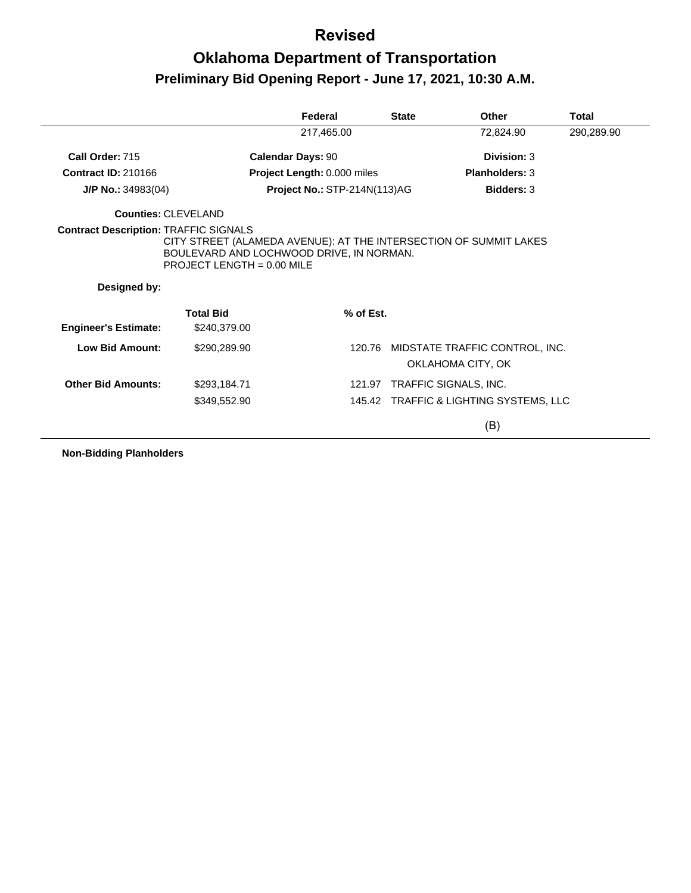# Revised

# Oklahoma Department of Transportation

## Preliminary Bid Opening Report - June 17, 2021, 10:30 A.M.

| Federal | State | Other | Total |
|---|---|---|---|
| 217,465.00 | | 72,824.90 | 290,289.90 |

**Call Order:** 715 **Calendar Days:** 90 **Division:** 3

**Contract ID:** 210166 **Project Length:** 0.000 miles **Planholders:** 3

**J/P No.:** 34983(04) **Project No.:** STP-214N(113)AG **Bidders:** 3

**Counties:** CLEVELAND

**Contract Description:** TRAFFIC SIGNALS
CITY STREET (ALAMEDA AVENUE): AT THE INTERSECTION OF SUMMIT LAKES BOULEVARD AND LOCHWOOD DRIVE, IN NORMAN.
PROJECT LENGTH = 0.00 MILE

**Designed by:**

| | Total Bid | % of Est. | |
|---|---|---|---|
| **Engineer's Estimate:** | $240,379.00 | | |
| **Low Bid Amount:** | $290,289.90 | 120.76 | MIDSTATE TRAFFIC CONTROL, INC. OKLAHOMA CITY, OK |
| **Other Bid Amounts:** | $293,184.71 | 121.97 | TRAFFIC SIGNALS, INC. |
| | $349,552.90 | 145.42 | TRAFFIC & LIGHTING SYSTEMS, LLC |

(B)

**Non-Bidding Planholders**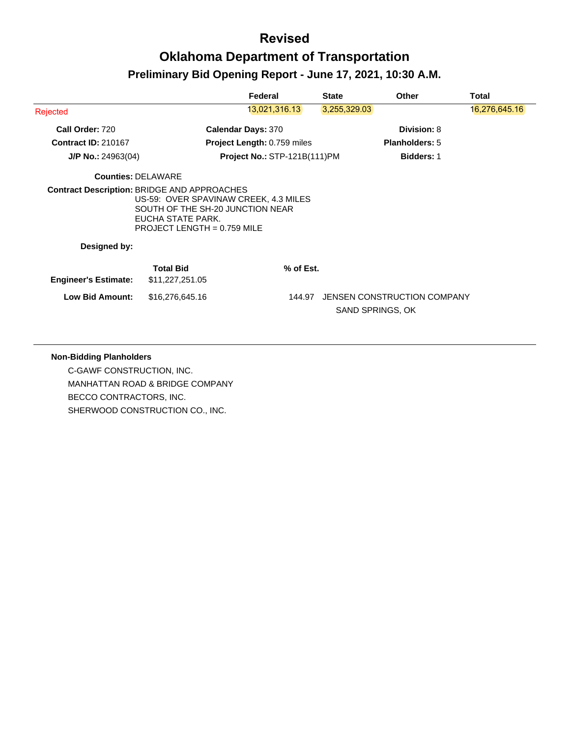# Revised

# Oklahoma Department of Transportation

## Preliminary Bid Opening Report - June 17, 2021, 10:30 A.M.

| | Federal | State | Other | Total |
|---|---|---|---|---|
| Rejected | 13,021,316.13 | 3,255,329.03 | | 16,276,645.16 |

| | | |
|---|---|---|
| **Call Order:** 720 | **Calendar Days:** 370 | **Division:** 8 |
| **Contract ID:** 210167 | **Project Length:** 0.759 miles | **Planholders:** 5 |
| **J/P No.:** 24963(04) | **Project No.:** STP-121B(111)PM | **Bidders:** 1 |

**Counties:** DELAWARE

**Contract Description:** BRIDGE AND APPROACHES
US-59: OVER SPAVINAW CREEK, 4.3 MILES SOUTH OF THE SH-20 JUNCTION NEAR EUCHA STATE PARK.
PROJECT LENGTH = 0.759 MILE

**Designed by:**

| | Total Bid | % of Est. | |
|---|---|---|---|
| **Engineer's Estimate:** | $11,227,251.05 | | |
| **Low Bid Amount:** | $16,276,645.16 | 144.97 | JENSEN CONSTRUCTION COMPANY<br>SAND SPRINGS, OK |

**Non-Bidding Planholders**

C-GAWF CONSTRUCTION, INC.
MANHATTAN ROAD & BRIDGE COMPANY
BECCO CONTRACTORS, INC.
SHERWOOD CONSTRUCTION CO., INC.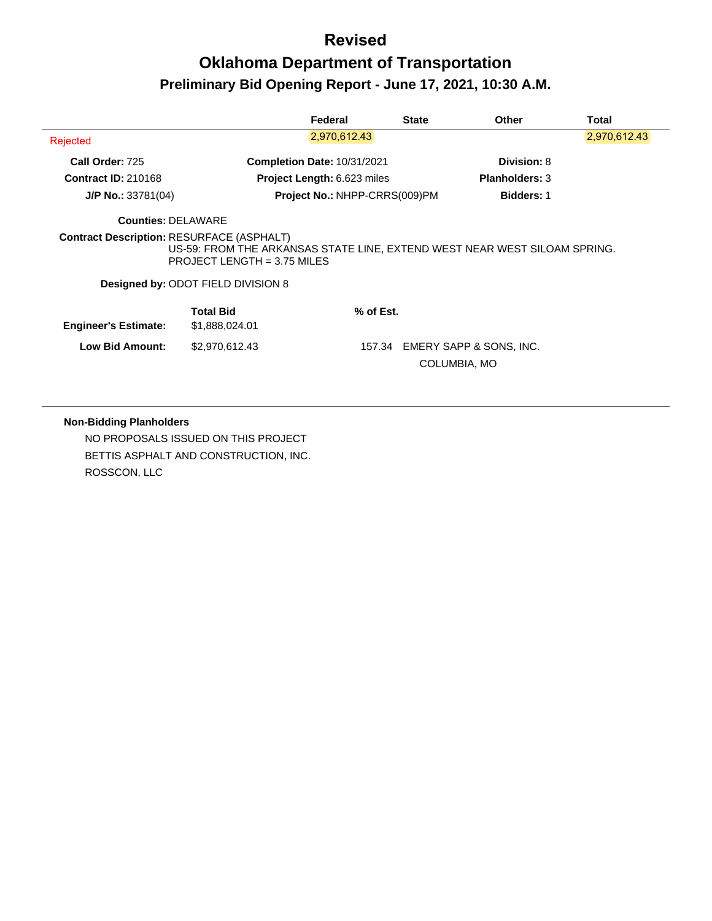# Revised

# Oklahoma Department of Transportation

## Preliminary Bid Opening Report - June 17, 2021, 10:30 A.M.

| | Federal | State | Other | Total |
|---|---|---|---|---|
| Rejected | 2,970,612.43 | | | 2,970,612.43 |

**Call Order:** 725 **Completion Date:** 10/31/2021 **Division:** 8

**Contract ID:** 210168 **Project Length:** 6.623 miles **Planholders:** 3

**J/P No.:** 33781(04) **Project No.:** NHPP-CRRS(009)PM **Bidders:** 1

**Counties:** DELAWARE

**Contract Description:** RESURFACE (ASPHALT)
US-59: FROM THE ARKANSAS STATE LINE, EXTEND WEST NEAR WEST SILOAM SPRING.
PROJECT LENGTH = 3.75 MILES

**Designed by:** ODOT FIELD DIVISION 8

| | Total Bid | % of Est. | |
|---|---|---|---|
| **Engineer's Estimate:** | $1,888,024.01 | | |
| **Low Bid Amount:** | $2,970,612.43 | 157.34 | EMERY SAPP & SONS, INC.<br>COLUMBIA, MO |

**Non-Bidding Planholders**

NO PROPOSALS ISSUED ON THIS PROJECT
BETTIS ASPHALT AND CONSTRUCTION, INC.
ROSSCON, LLC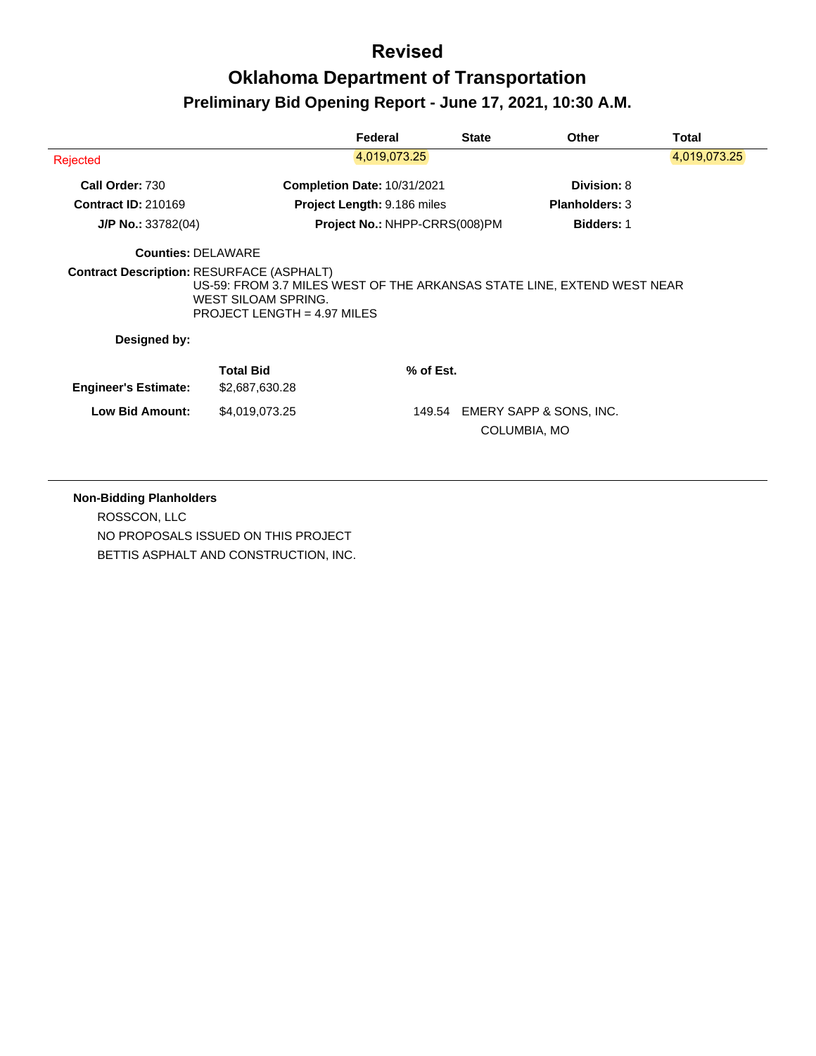# Revised

# Oklahoma Department of Transportation

## Preliminary Bid Opening Report - June 17, 2021, 10:30 A.M.

| | Federal | State | Other | Total |
|---|---|---|---|---|
| Rejected | 4,019,073.25 | | | 4,019,073.25 |

**Call Order:** 730 **Completion Date:** 10/31/2021 **Division:** 8

**Contract ID:** 210169 **Project Length:** 9.186 miles **Planholders:** 3

**J/P No.:** 33782(04) **Project No.:** NHPP-CRRS(008)PM **Bidders:** 1

**Counties:** DELAWARE

**Contract Description:** RESURFACE (ASPHALT)
US-59: FROM 3.7 MILES WEST OF THE ARKANSAS STATE LINE, EXTEND WEST NEAR WEST SILOAM SPRING.
PROJECT LENGTH = 4.97 MILES

**Designed by:**

| | Total Bid | % of Est. | |
|---|---|---|---|
| **Engineer's Estimate:** | $2,687,630.28 | | |
| **Low Bid Amount:** | $4,019,073.25 | 149.54 | EMERY SAPP & SONS, INC.<br>COLUMBIA, MO |

**Non-Bidding Planholders**

ROSSCON, LLC

NO PROPOSALS ISSUED ON THIS PROJECT

BETTIS ASPHALT AND CONSTRUCTION, INC.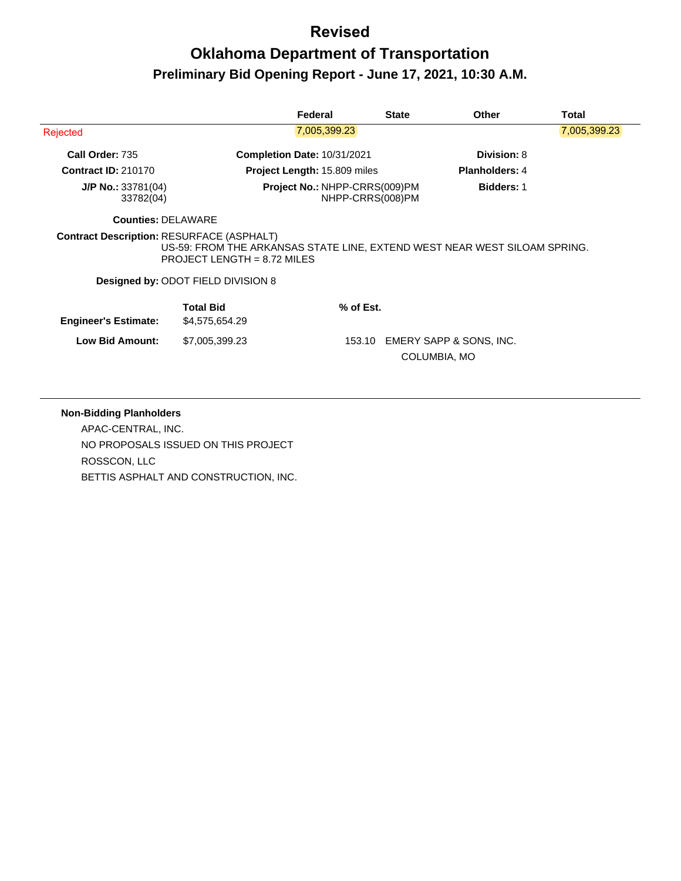# Revised

# Oklahoma Department of Transportation

## Preliminary Bid Opening Report - June 17, 2021, 10:30 A.M.

| | Federal | State | Other | Total |
|---|---|---|---|---|
| Rejected | 7,005,399.23 | | | 7,005,399.23 |

**Call Order:** 735
**Completion Date:** 10/31/2021
**Division:** 8

**Contract ID:** 210170
**Project Length:** 15.809 miles
**Planholders:** 4

**J/P No.:** 33781(04)
33782(04)
**Project No.:** NHPP-CRRS(009)PM
NHPP-CRRS(008)PM
**Bidders:** 1

**Counties:** DELAWARE

**Contract Description:** RESURFACE (ASPHALT)
US-59: FROM THE ARKANSAS STATE LINE, EXTEND WEST NEAR WEST SILOAM SPRING.
PROJECT LENGTH = 8.72 MILES

**Designed by:** ODOT FIELD DIVISION 8

| | Total Bid | % of Est. | |
|---|---|---|---|
| **Engineer's Estimate:** | $4,575,654.29 | | |
| **Low Bid Amount:** | $7,005,399.23 | 153.10 | EMERY SAPP & SONS, INC.<br>COLUMBIA, MO |

**Non-Bidding Planholders**

APAC-CENTRAL, INC.
NO PROPOSALS ISSUED ON THIS PROJECT
ROSSCON, LLC
BETTIS ASPHALT AND CONSTRUCTION, INC.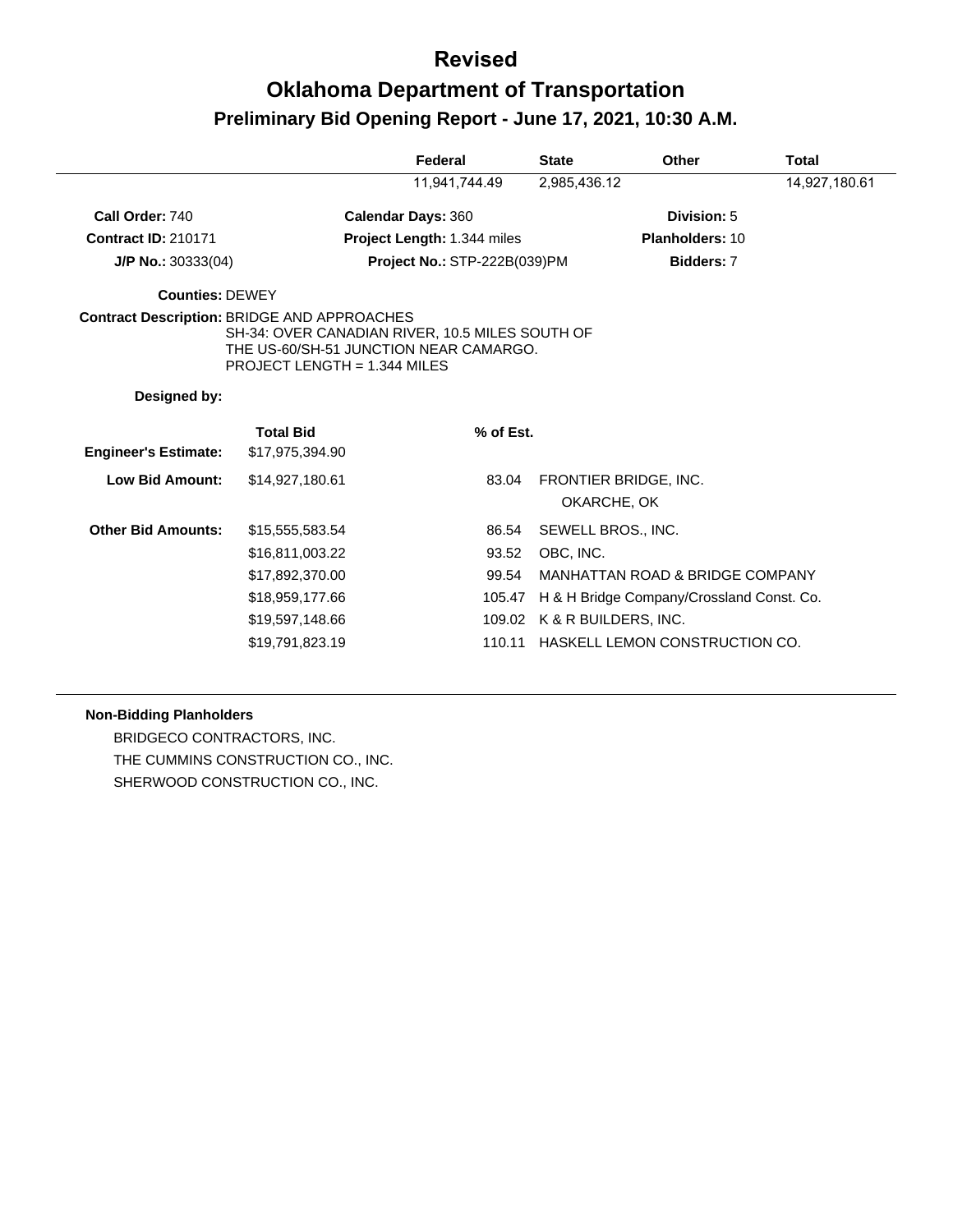# Revised

# Oklahoma Department of Transportation

## Preliminary Bid Opening Report - June 17, 2021, 10:30 A.M.

| Federal | State | Other | Total |
|---|---|---|---|
| 11,941,744.49 | 2,985,436.12 | | 14,927,180.61 |

**Call Order:** 740 **Calendar Days:** 360 **Division:** 5

**Contract ID:** 210171 **Project Length:** 1.344 miles **Planholders:** 10

**J/P No.:** 30333(04) **Project No.:** STP-222B(039)PM **Bidders:** 7

**Counties:** DEWEY

**Contract Description:** BRIDGE AND APPROACHES
SH-34: OVER CANADIAN RIVER, 10.5 MILES SOUTH OF THE US-60/SH-51 JUNCTION NEAR CAMARGO.
PROJECT LENGTH = 1.344 MILES

**Designed by:**

| | Total Bid | % of Est. | |
|---|---|---|---|
| **Engineer's Estimate:** | $17,975,394.90 | | |
| **Low Bid Amount:** | $14,927,180.61 | 83.04 | FRONTIER BRIDGE, INC. OKARCHE, OK |
| **Other Bid Amounts:** | $15,555,583.54 | 86.54 | SEWELL BROS., INC. |
| | $16,811,003.22 | 93.52 | OBC, INC. |
| | $17,892,370.00 | 99.54 | MANHATTAN ROAD & BRIDGE COMPANY |
| | $18,959,177.66 | 105.47 | H & H Bridge Company/Crossland Const. Co. |
| | $19,597,148.66 | 109.02 | K & R BUILDERS, INC. |
| | $19,791,823.19 | 110.11 | HASKELL LEMON CONSTRUCTION CO. |

**Non-Bidding Planholders**

BRIDGECO CONTRACTORS, INC.
THE CUMMINS CONSTRUCTION CO., INC.
SHERWOOD CONSTRUCTION CO., INC.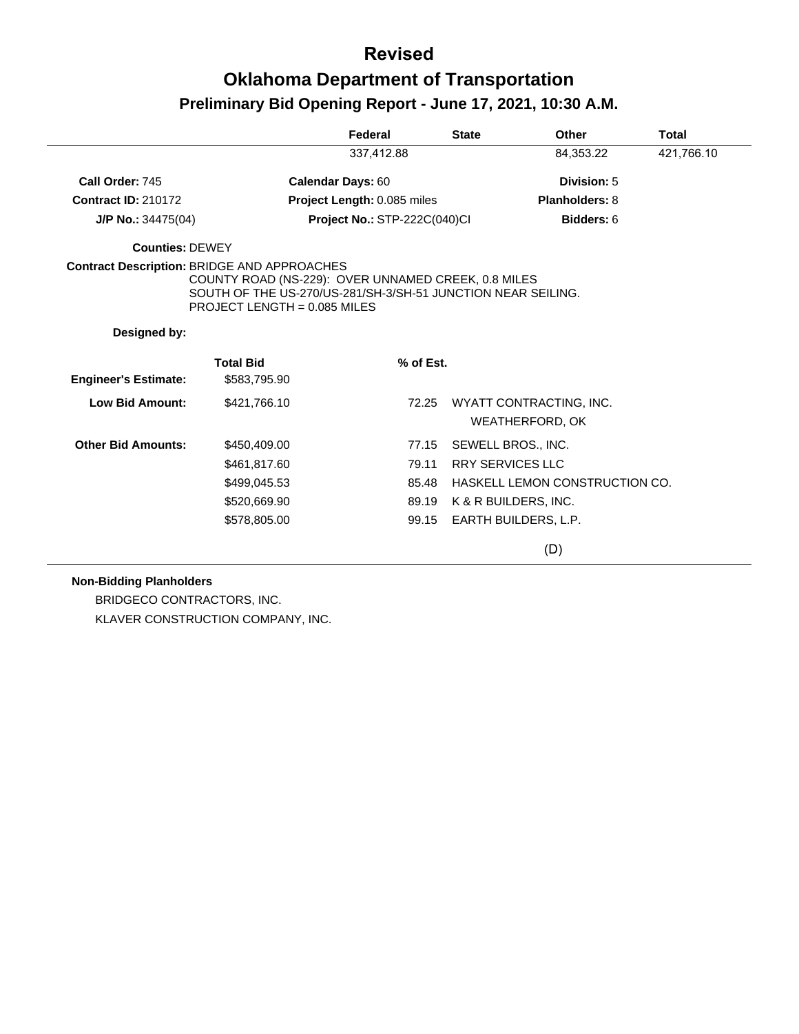# Revised

# Oklahoma Department of Transportation

## Preliminary Bid Opening Report - June 17, 2021, 10:30 A.M.

| Federal | State | Other | Total |
|---|---|---|---|
| 337,412.88 | | 84,353.22 | 421,766.10 |

**Call Order:** 745 | **Calendar Days:** 60 | **Division:** 5

**Contract ID:** 210172 | **Project Length:** 0.085 miles | **Planholders:** 8

**J/P No.:** 34475(04) | **Project No.:** STP-222C(040)CI | **Bidders:** 6

**Counties:** DEWEY

**Contract Description:** BRIDGE AND APPROACHES
COUNTY ROAD (NS-229): OVER UNNAMED CREEK, 0.8 MILES
SOUTH OF THE US-270/US-281/SH-3/SH-51 JUNCTION NEAR SEILING.
PROJECT LENGTH = 0.085 MILES

**Designed by:**

| | Total Bid | % of Est. | |
|---|---|---|---|
| **Engineer's Estimate:** | $583,795.90 | | |
| **Low Bid Amount:** | $421,766.10 | 72.25 | WYATT CONTRACTING, INC.<br>WEATHERFORD, OK |
| **Other Bid Amounts:** | $450,409.00 | 77.15 | SEWELL BROS., INC. |
| | $461,817.60 | 79.11 | RRY SERVICES LLC |
| | $499,045.53 | 85.48 | HASKELL LEMON CONSTRUCTION CO. |
| | $520,669.90 | 89.19 | K & R BUILDERS, INC. |
| | $578,805.00 | 99.15 | EARTH BUILDERS, L.P. |

(D)

**Non-Bidding Planholders**

BRIDGECO CONTRACTORS, INC.

KLAVER CONSTRUCTION COMPANY, INC.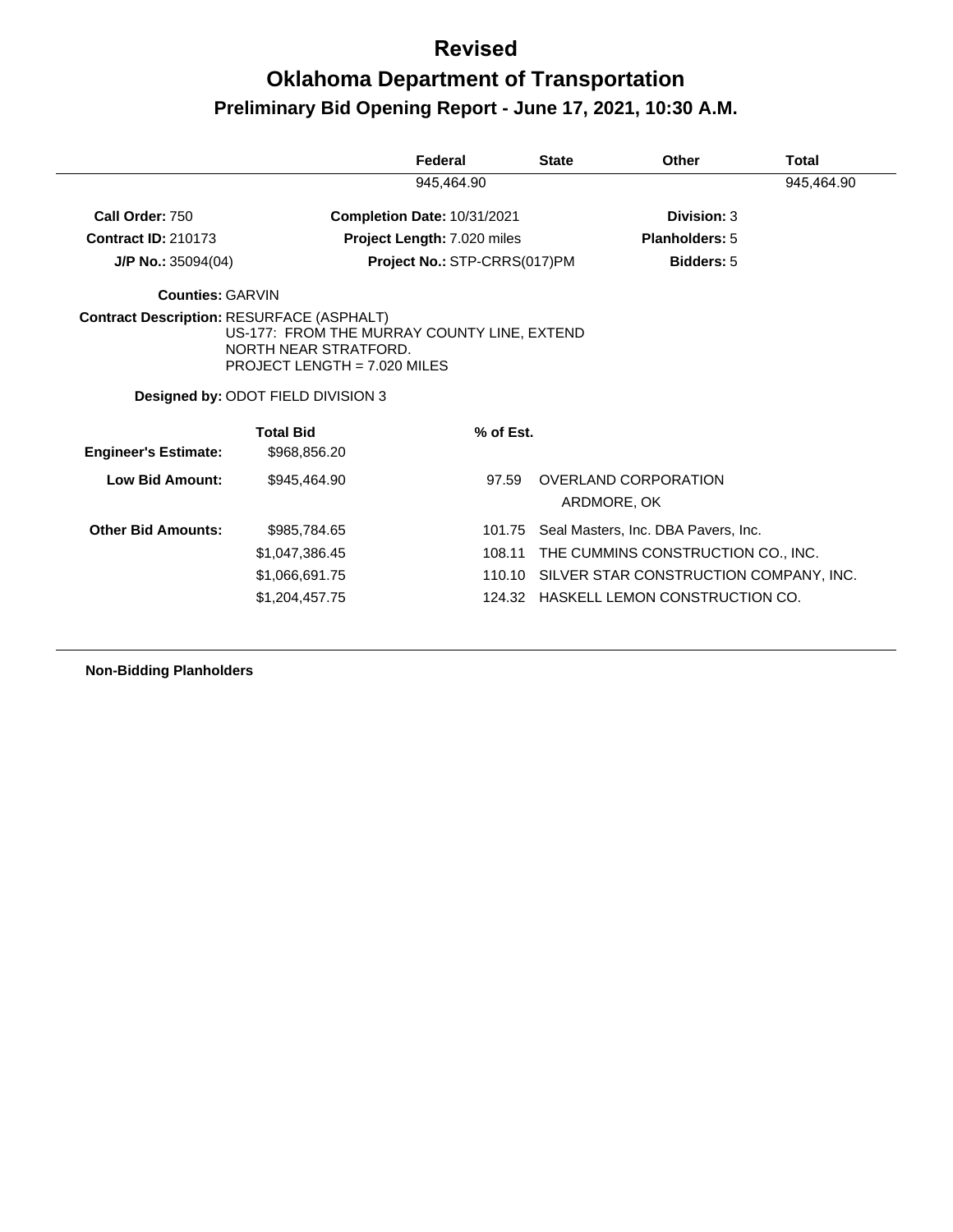# Revised

# Oklahoma Department of Transportation

## Preliminary Bid Opening Report - June 17, 2021, 10:30 A.M.

| | Federal | State | Other | Total |
|---|---|---|---|---|
| | 945,464.90 | | | 945,464.90 |

**Call Order:** 750 **Completion Date:** 10/31/2021 **Division:** 3

**Contract ID:** 210173 **Project Length:** 7.020 miles **Planholders:** 5

**J/P No.:** 35094(04) **Project No.:** STP-CRRS(017)PM **Bidders:** 5

**Counties:** GARVIN

**Contract Description:** RESURFACE (ASPHALT)
US-177: FROM THE MURRAY COUNTY LINE, EXTEND NORTH NEAR STRATFORD.
PROJECT LENGTH = 7.020 MILES

**Designed by:** ODOT FIELD DIVISION 3

| | Total Bid | % of Est. | |
|---|---|---|---|
| **Engineer's Estimate:** | $968,856.20 | | |
| **Low Bid Amount:** | $945,464.90 | 97.59 | OVERLAND CORPORATION<br>ARDMORE, OK |
| **Other Bid Amounts:** | $985,784.65 | 101.75 | Seal Masters, Inc. DBA Pavers, Inc. |
| | $1,047,386.45 | 108.11 | THE CUMMINS CONSTRUCTION CO., INC. |
| | $1,066,691.75 | 110.10 | SILVER STAR CONSTRUCTION COMPANY, INC. |
| | $1,204,457.75 | 124.32 | HASKELL LEMON CONSTRUCTION CO. |

**Non-Bidding Planholders**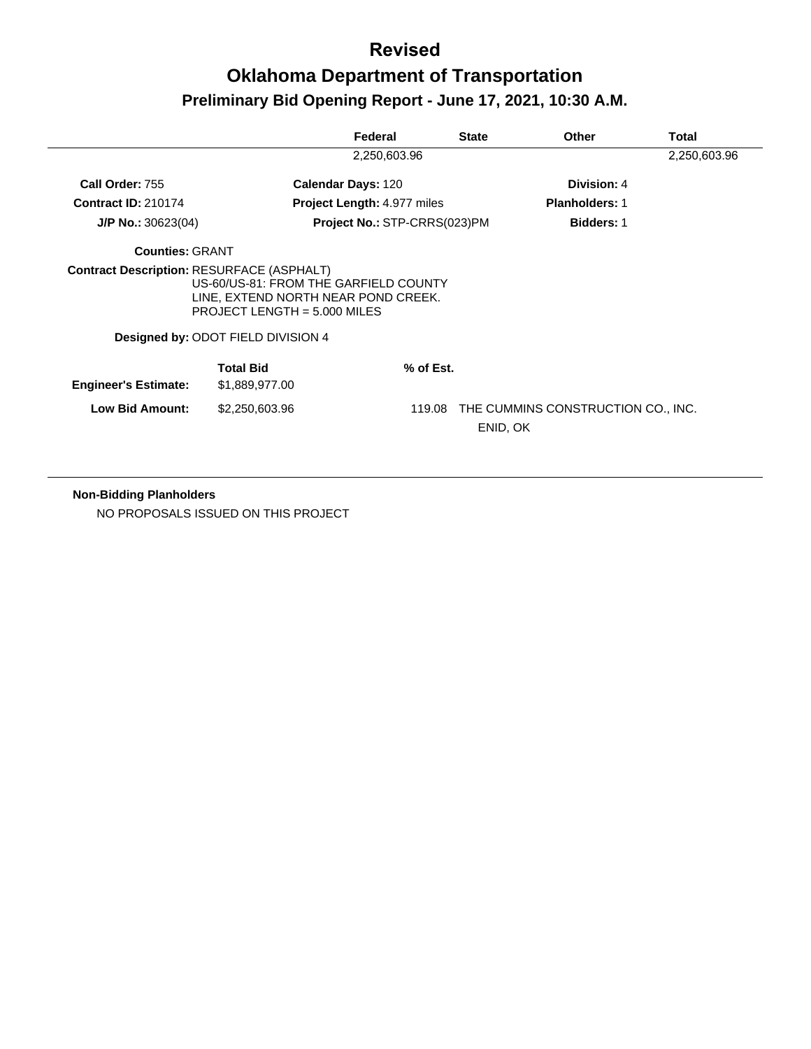# Revised

# Oklahoma Department of Transportation

## Preliminary Bid Opening Report - June 17, 2021, 10:30 A.M.

| Federal | State | Other | Total |
|---|---|---|---|
| 2,250,603.96 | | | 2,250,603.96 |

**Call Order:** 755
**Calendar Days:** 120
**Division:** 4

**Contract ID:** 210174
**Project Length:** 4.977 miles
**Planholders:** 1

**J/P No.:** 30623(04)
**Project No.:** STP-CRRS(023)PM
**Bidders:** 1

**Counties:** GRANT

**Contract Description:** RESURFACE (ASPHALT)
US-60/US-81: FROM THE GARFIELD COUNTY LINE, EXTEND NORTH NEAR POND CREEK.
PROJECT LENGTH = 5.000 MILES

**Designed by:** ODOT FIELD DIVISION 4

| | Total Bid | % of Est. | |
|---|---|---|---|
| **Engineer's Estimate:** | $1,889,977.00 | | |
| **Low Bid Amount:** | $2,250,603.96 | 119.08 | THE CUMMINS CONSTRUCTION CO., INC.<br>ENID, OK |

**Non-Bidding Planholders**

NO PROPOSALS ISSUED ON THIS PROJECT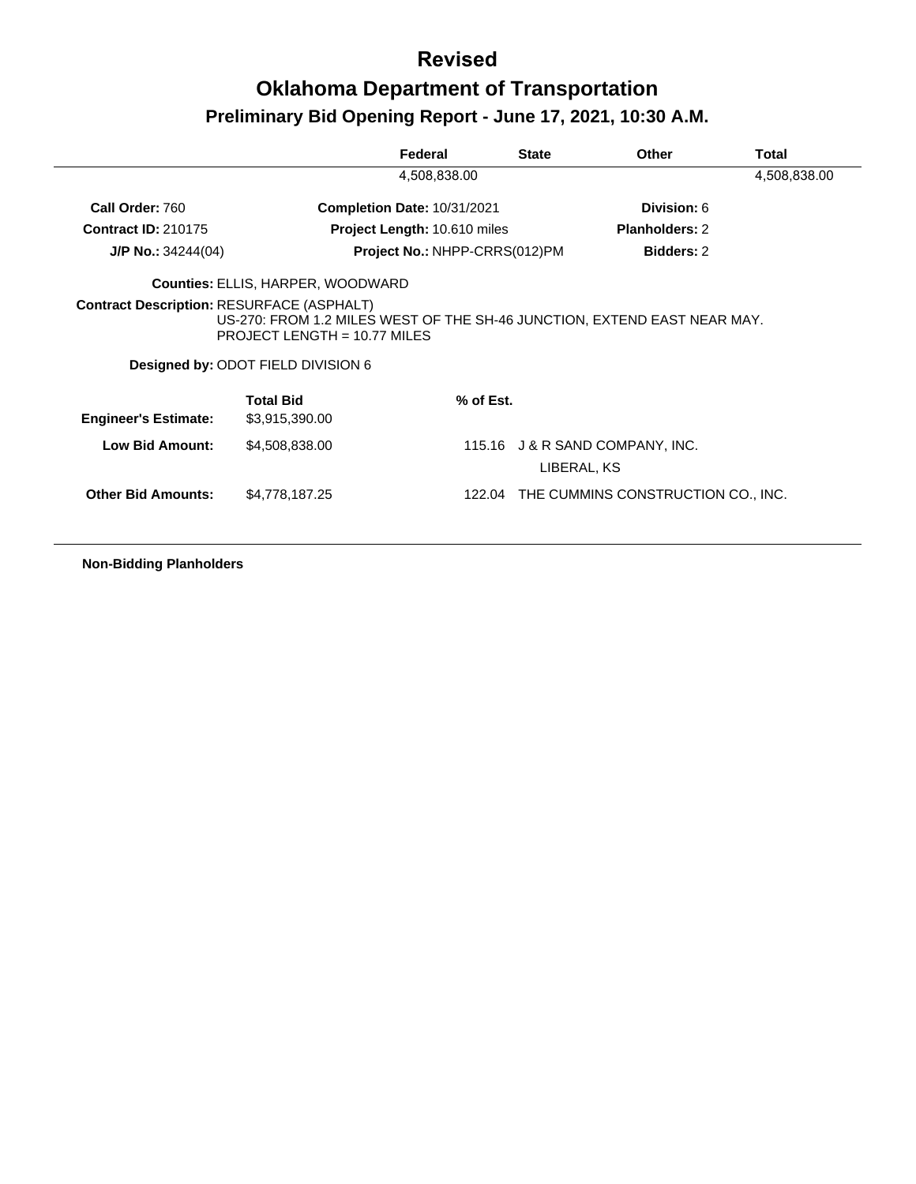# Revised

# Oklahoma Department of Transportation

## Preliminary Bid Opening Report - June 17, 2021, 10:30 A.M.

| Federal | State | Other | Total |
|---|---|---|---|
| 4,508,838.00 | | | 4,508,838.00 |

**Call Order:** 760 **Completion Date:** 10/31/2021 **Division:** 6

**Contract ID:** 210175 **Project Length:** 10.610 miles **Planholders:** 2

**J/P No.:** 34244(04) **Project No.:** NHPP-CRRS(012)PM **Bidders:** 2

**Counties:** ELLIS, HARPER, WOODWARD

**Contract Description:** RESURFACE (ASPHALT)
US-270: FROM 1.2 MILES WEST OF THE SH-46 JUNCTION, EXTEND EAST NEAR MAY.
PROJECT LENGTH = 10.77 MILES

**Designed by:** ODOT FIELD DIVISION 6

| | Total Bid | % of Est. | |
|---|---|---|---|
| **Engineer's Estimate:** | $3,915,390.00 | | |
| **Low Bid Amount:** | $4,508,838.00 | 115.16 | J & R SAND COMPANY, INC.<br>LIBERAL, KS |
| **Other Bid Amounts:** | $4,778,187.25 | 122.04 | THE CUMMINS CONSTRUCTION CO., INC. |

**Non-Bidding Planholders**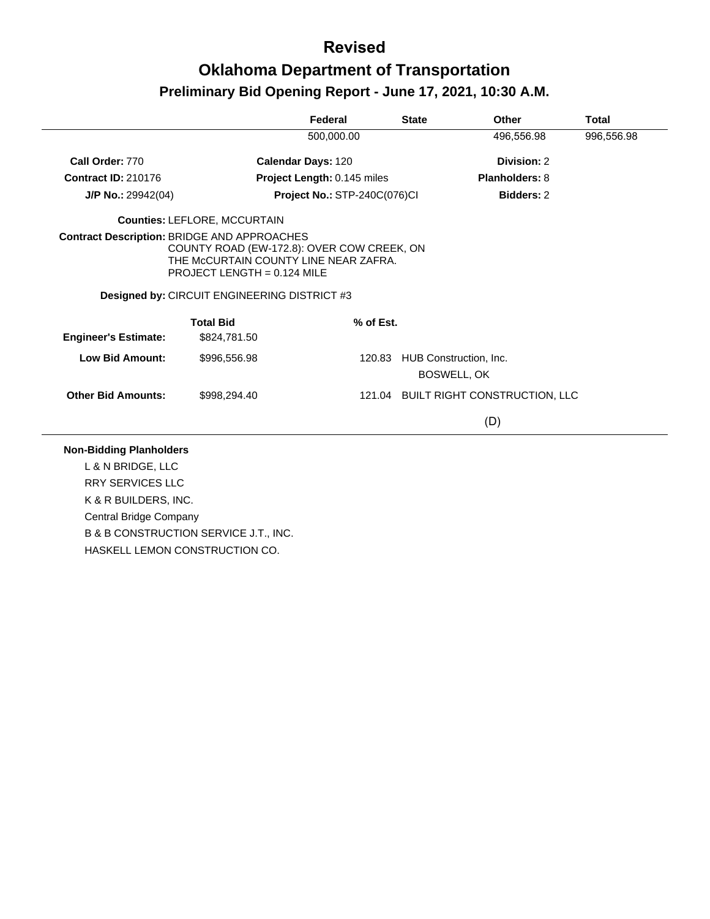# Revised

# Oklahoma Department of Transportation

## Preliminary Bid Opening Report - June 17, 2021, 10:30 A.M.

| | Federal | State | Other | Total |
|---|---|---|---|---|
| | 500,000.00 | | 496,556.98 | 996,556.98 |

**Call Order:** 770 **Calendar Days:** 120 **Division:** 2

**Contract ID:** 210176 **Project Length:** 0.145 miles **Planholders:** 8

**J/P No.:** 29942(04) **Project No.:** STP-240C(076)CI **Bidders:** 2

**Counties:** LEFLORE, MCCURTAIN

**Contract Description:** BRIDGE AND APPROACHES
COUNTY ROAD (EW-172.8): OVER COW CREEK, ON THE McCURTAIN COUNTY LINE NEAR ZAFRA.
PROJECT LENGTH = 0.124 MILE

**Designed by:** CIRCUIT ENGINEERING DISTRICT #3

| | Total Bid | % of Est. | |
|---|---|---|---|
| **Engineer's Estimate:** | $824,781.50 | | |
| **Low Bid Amount:** | $996,556.98 | 120.83 | HUB Construction, Inc. BOSWELL, OK |
| **Other Bid Amounts:** | $998,294.40 | 121.04 | BUILT RIGHT CONSTRUCTION, LLC (D) |

**Non-Bidding Planholders**

- L & N BRIDGE, LLC
- RRY SERVICES LLC
- K & R BUILDERS, INC.
- Central Bridge Company
- B & B CONSTRUCTION SERVICE J.T., INC.
- HASKELL LEMON CONSTRUCTION CO.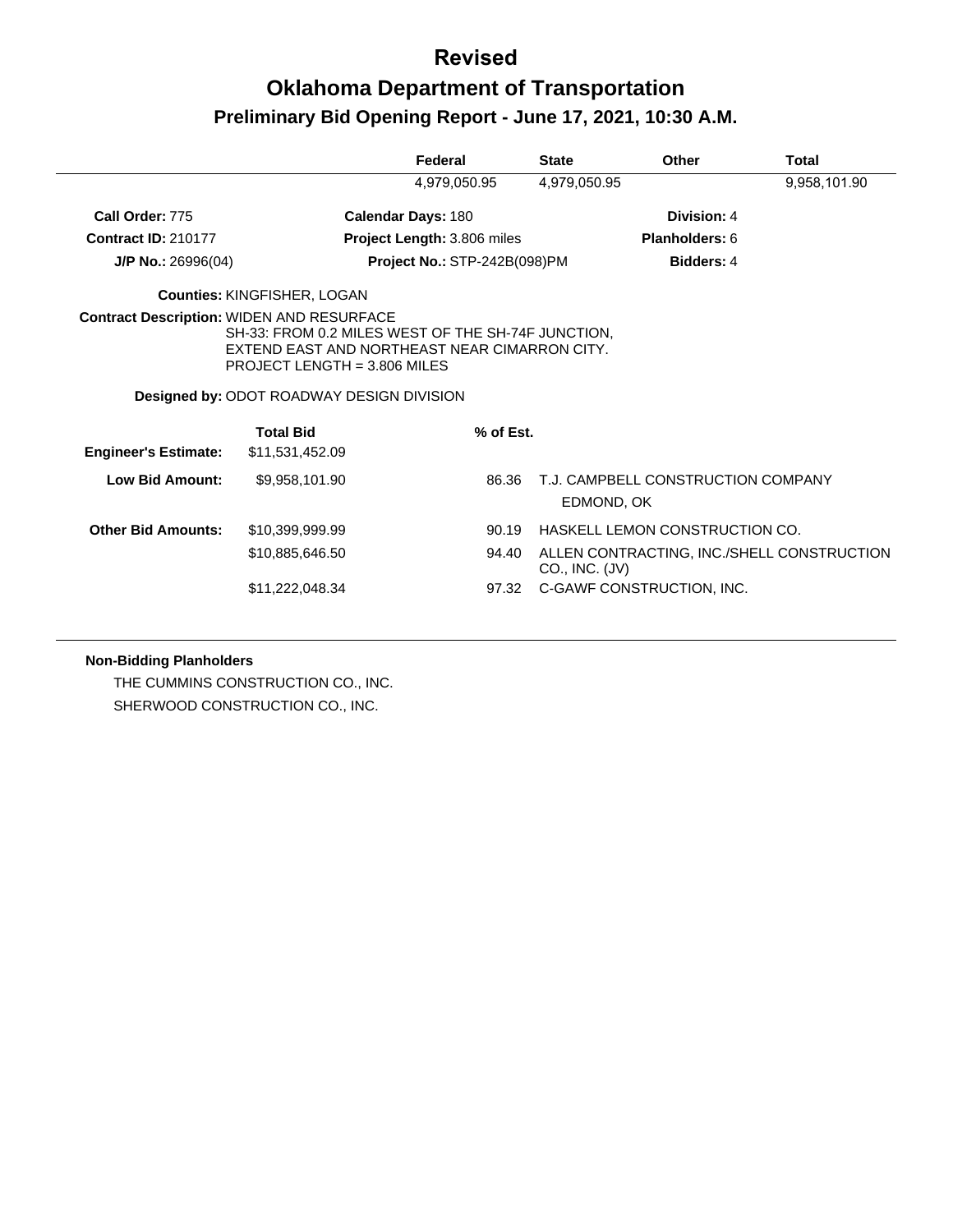# Revised

# Oklahoma Department of Transportation

## Preliminary Bid Opening Report - June 17, 2021, 10:30 A.M.

| Federal | State | Other | Total |
|---|---|---|---|
| 4,979,050.95 | 4,979,050.95 | | 9,958,101.90 |

**Call Order:** 775 **Calendar Days:** 180 **Division:** 4

**Contract ID:** 210177 **Project Length:** 3.806 miles **Planholders:** 6

**J/P No.:** 26996(04) **Project No.:** STP-242B(098)PM **Bidders:** 4

**Counties:** KINGFISHER, LOGAN

**Contract Description:** WIDEN AND RESURFACE
SH-33: FROM 0.2 MILES WEST OF THE SH-74F JUNCTION, EXTEND EAST AND NORTHEAST NEAR CIMARRON CITY.
PROJECT LENGTH = 3.806 MILES

**Designed by:** ODOT ROADWAY DESIGN DIVISION

| | Total Bid | % of Est. | |
|---|---|---|---|
| **Engineer's Estimate:** | $11,531,452.09 | | |
| **Low Bid Amount:** | $9,958,101.90 | 86.36 | T.J. CAMPBELL CONSTRUCTION COMPANY EDMOND, OK |
| **Other Bid Amounts:** | $10,399,999.99 | 90.19 | HASKELL LEMON CONSTRUCTION CO. |
| | $10,885,646.50 | 94.40 | ALLEN CONTRACTING, INC./SHELL CONSTRUCTION CO., INC. (JV) |
| | $11,222,048.34 | 97.32 | C-GAWF CONSTRUCTION, INC. |

**Non-Bidding Planholders**

THE CUMMINS CONSTRUCTION CO., INC.

SHERWOOD CONSTRUCTION CO., INC.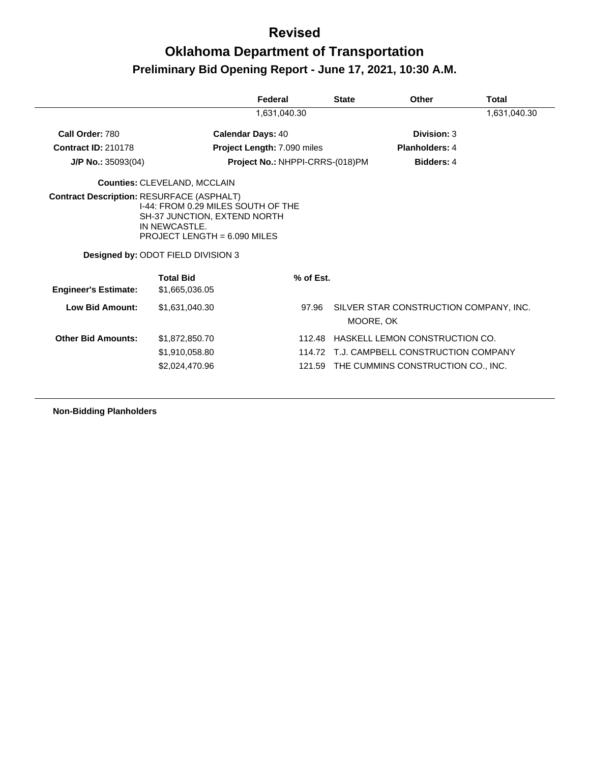# Revised

# Oklahoma Department of Transportation

## Preliminary Bid Opening Report - June 17, 2021, 10:30 A.M.

| Federal | State | Other | Total |
|---|---|---|---|
| 1,631,040.30 | | | 1,631,040.30 |

**Call Order:** 780 **Calendar Days:** 40 **Division:** 3

**Contract ID:** 210178 **Project Length:** 7.090 miles **Planholders:** 4

**J/P No.:** 35093(04) **Project No.:** NHPPI-CRRS-(018)PM **Bidders:** 4

**Counties:** CLEVELAND, MCCLAIN

**Contract Description:** RESURFACE (ASPHALT)
I-44: FROM 0.29 MILES SOUTH OF THE
SH-37 JUNCTION, EXTEND NORTH
IN NEWCASTLE.
PROJECT LENGTH = 6.090 MILES

**Designed by:** ODOT FIELD DIVISION 3

| | Total Bid | % of Est. | |
|---|---|---|---|
| **Engineer's Estimate:** | $1,665,036.05 | | |
| **Low Bid Amount:** | $1,631,040.30 | 97.96 | SILVER STAR CONSTRUCTION COMPANY, INC. MOORE, OK |
| **Other Bid Amounts:** | $1,872,850.70 | 112.48 | HASKELL LEMON CONSTRUCTION CO. |
| | $1,910,058.80 | 114.72 | T.J. CAMPBELL CONSTRUCTION COMPANY |
| | $2,024,470.96 | 121.59 | THE CUMMINS CONSTRUCTION CO., INC. |

**Non-Bidding Planholders**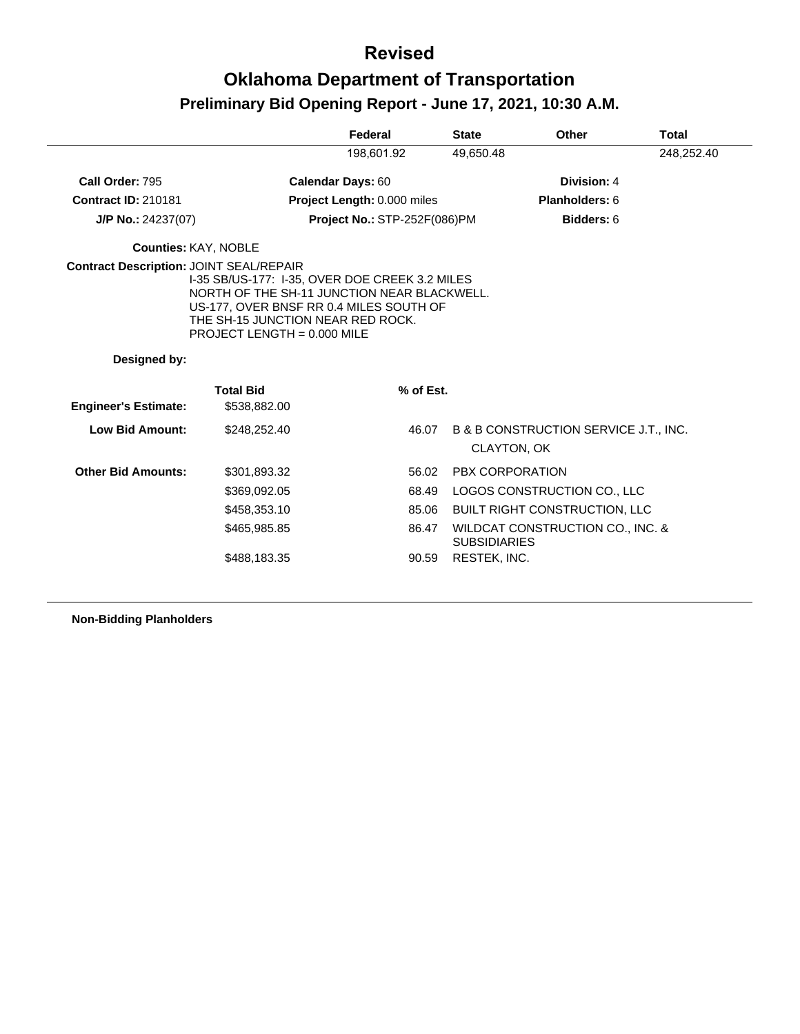# Revised

## Oklahoma Department of Transportation

### Preliminary Bid Opening Report - June 17, 2021, 10:30 A.M.

| Federal | State | Other | Total |
|---|---|---|---|
| 198,601.92 | 49,650.48 | | 248,252.40 |

**Call Order:** 795
**Calendar Days:** 60
**Division:** 4

**Contract ID:** 210181
**Project Length:** 0.000 miles
**Planholders:** 6

**J/P No.:** 24237(07)
**Project No.:** STP-252F(086)PM
**Bidders:** 6

**Counties:** KAY, NOBLE

**Contract Description:** JOINT SEAL/REPAIR
I-35 SB/US-177: I-35, OVER DOE CREEK 3.2 MILES NORTH OF THE SH-11 JUNCTION NEAR BLACKWELL. US-177, OVER BNSF RR 0.4 MILES SOUTH OF THE SH-15 JUNCTION NEAR RED ROCK.
PROJECT LENGTH = 0.000 MILE

**Designed by:**

| | Total Bid | % of Est. | |
|---|---|---|---|
| **Engineer's Estimate:** | $538,882.00 | | |
| **Low Bid Amount:** | $248,252.40 | 46.07 | B & B CONSTRUCTION SERVICE J.T., INC. CLAYTON, OK |
| **Other Bid Amounts:** | $301,893.32 | 56.02 | PBX CORPORATION |
| | $369,092.05 | 68.49 | LOGOS CONSTRUCTION CO., LLC |
| | $458,353.10 | 85.06 | BUILT RIGHT CONSTRUCTION, LLC |
| | $465,985.85 | 86.47 | WILDCAT CONSTRUCTION CO., INC. & SUBSIDIARIES |
| | $488,183.35 | 90.59 | RESTEK, INC. |

**Non-Bidding Planholders**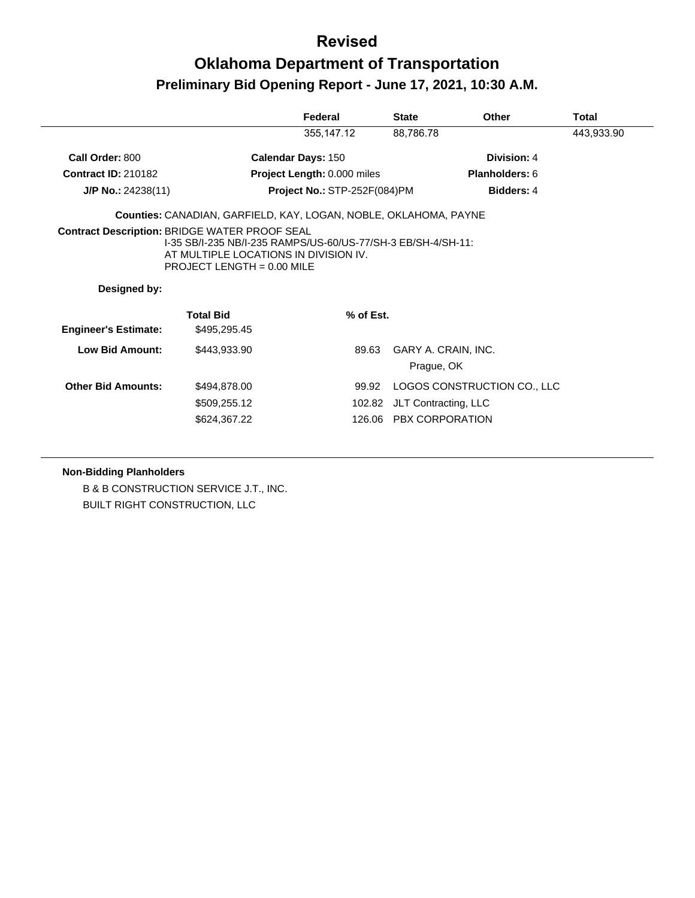# Revised

# Oklahoma Department of Transportation

## Preliminary Bid Opening Report - June 17, 2021, 10:30 A.M.

| Federal | State | Other | Total |
|---|---|---|---|
| 355,147.12 | 88,786.78 | | 443,933.90 |

**Call Order:** 800 **Calendar Days:** 150 **Division:** 4

**Contract ID:** 210182 **Project Length:** 0.000 miles **Planholders:** 6

**J/P No.:** 24238(11) **Project No.:** STP-252F(084)PM **Bidders:** 4

**Counties:** CANADIAN, GARFIELD, KAY, LOGAN, NOBLE, OKLAHOMA, PAYNE

**Contract Description:** BRIDGE WATER PROOF SEAL
I-35 SB/I-235 NB/I-235 RAMPS/US-60/US-77/SH-3 EB/SH-4/SH-11:
AT MULTIPLE LOCATIONS IN DIVISION IV.
PROJECT LENGTH = 0.00 MILE

**Designed by:**

| | Total Bid | % of Est. | |
|---|---|---|---|
| **Engineer's Estimate:** | $495,295.45 | | |
| **Low Bid Amount:** | $443,933.90 | 89.63 | GARY A. CRAIN, INC. Prague, OK |
| **Other Bid Amounts:** | $494,878.00 | 99.92 | LOGOS CONSTRUCTION CO., LLC |
| | $509,255.12 | 102.82 | JLT Contracting, LLC |
| | $624,367.22 | 126.06 | PBX CORPORATION |

**Non-Bidding Planholders**

B & B CONSTRUCTION SERVICE J.T., INC.

BUILT RIGHT CONSTRUCTION, LLC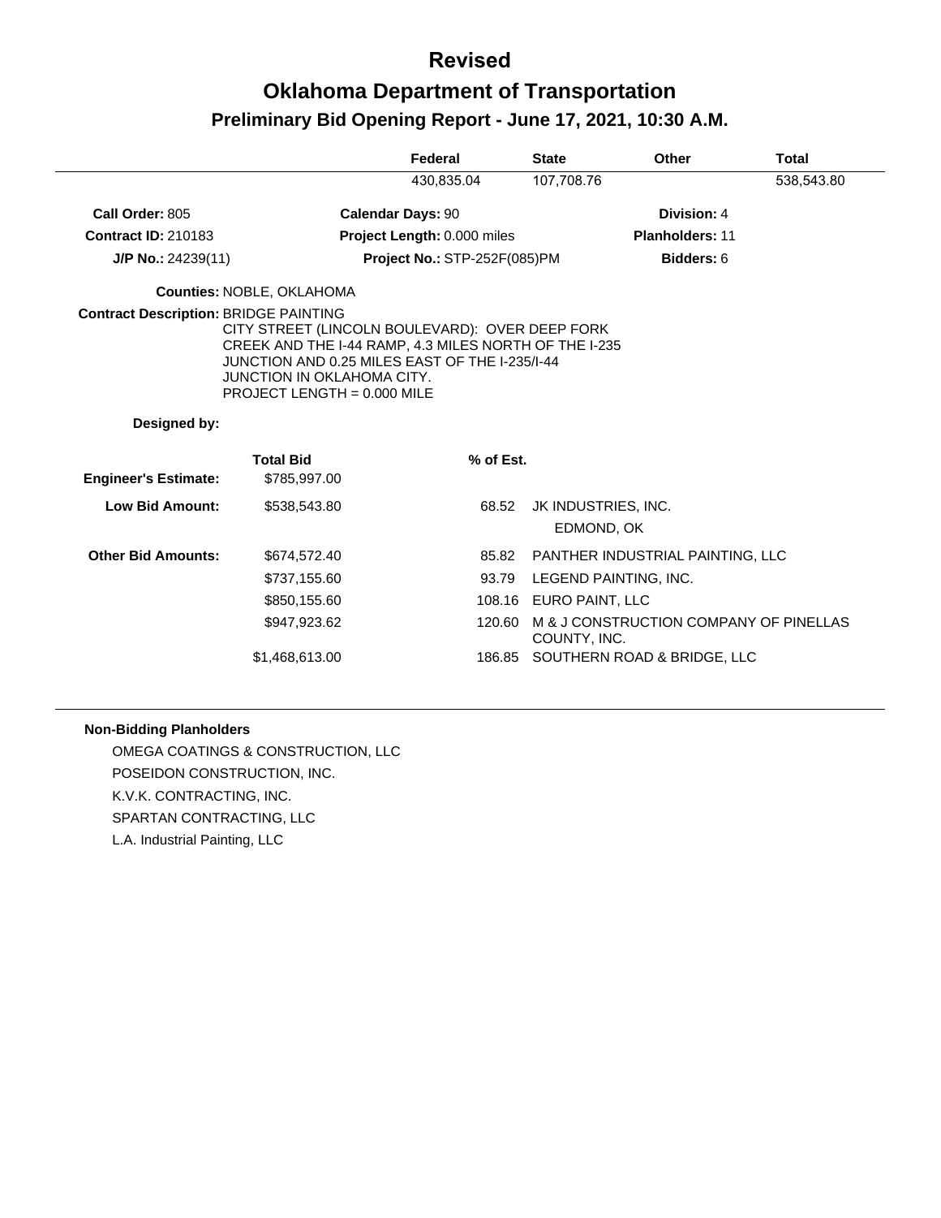# Revised

# Oklahoma Department of Transportation

## Preliminary Bid Opening Report - June 17, 2021, 10:30 A.M.

| Federal | State | Other | Total |
|---|---|---|---|
| 430,835.04 | 107,708.76 | | 538,543.80 |

**Call Order:** 805 | **Calendar Days:** 90 | **Division:** 4

**Contract ID:** 210183 | **Project Length:** 0.000 miles | **Planholders:** 11

**J/P No.:** 24239(11) | **Project No.:** STP-252F(085)PM | **Bidders:** 6

**Counties:** NOBLE, OKLAHOMA

**Contract Description:** BRIDGE PAINTING
CITY STREET (LINCOLN BOULEVARD): OVER DEEP FORK CREEK AND THE I-44 RAMP, 4.3 MILES NORTH OF THE I-235 JUNCTION AND 0.25 MILES EAST OF THE I-235/I-44 JUNCTION IN OKLAHOMA CITY.
PROJECT LENGTH = 0.000 MILE

**Designed by:**

| | Total Bid | % of Est. | |
|---|---|---|---|
| **Engineer's Estimate:** | $785,997.00 | | |
| **Low Bid Amount:** | $538,543.80 | 68.52 | JK INDUSTRIES, INC. EDMOND, OK |
| **Other Bid Amounts:** | $674,572.40 | 85.82 | PANTHER INDUSTRIAL PAINTING, LLC |
| | $737,155.60 | 93.79 | LEGEND PAINTING, INC. |
| | $850,155.60 | 108.16 | EURO PAINT, LLC |
| | $947,923.62 | 120.60 | M & J CONSTRUCTION COMPANY OF PINELLAS COUNTY, INC. |
| | $1,468,613.00 | 186.85 | SOUTHERN ROAD & BRIDGE, LLC |

**Non-Bidding Planholders**

OMEGA COATINGS & CONSTRUCTION, LLC
POSEIDON CONSTRUCTION, INC.
K.V.K. CONTRACTING, INC.
SPARTAN CONTRACTING, LLC
L.A. Industrial Painting, LLC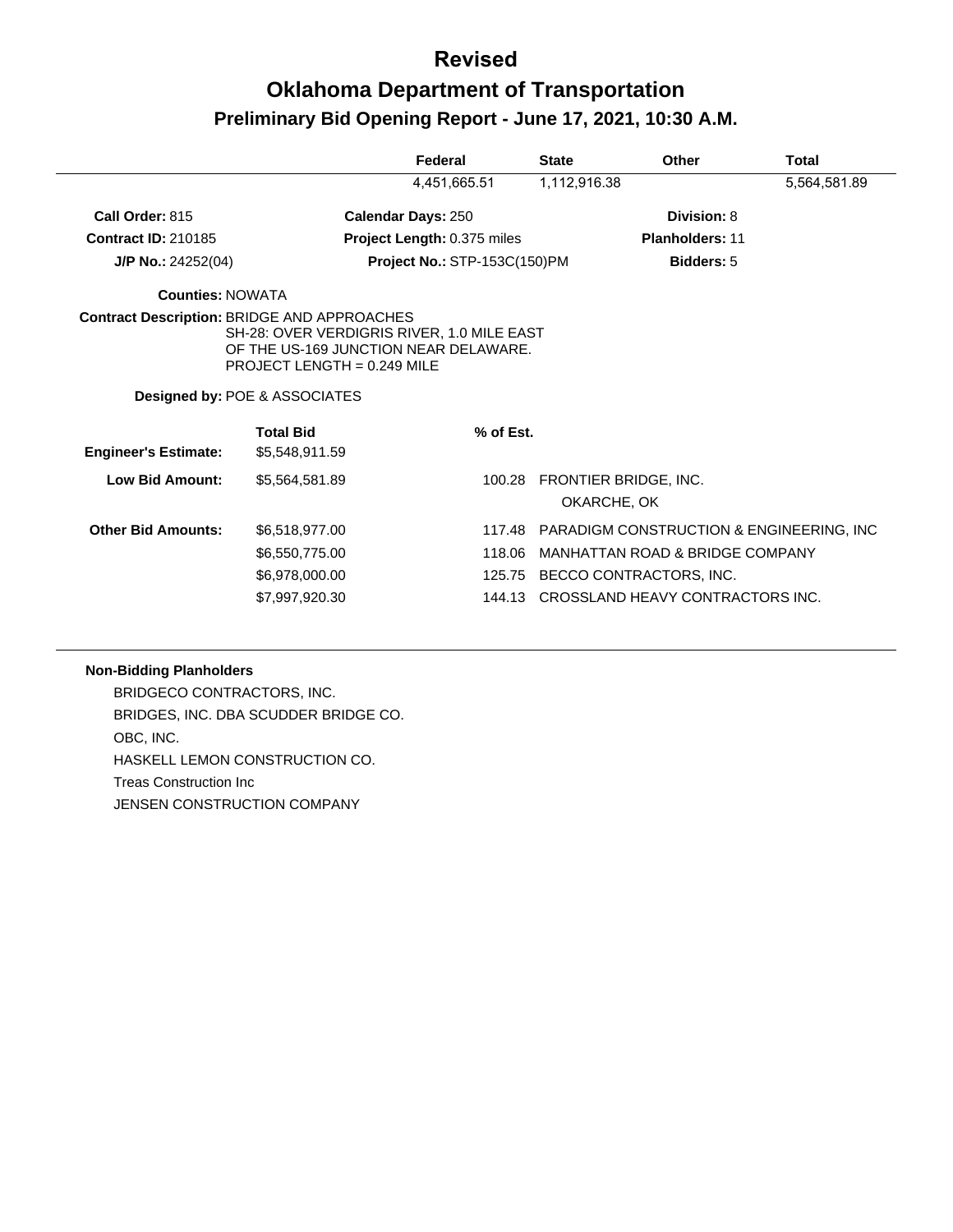# Revised

# Oklahoma Department of Transportation

## Preliminary Bid Opening Report - June 17, 2021, 10:30 A.M.

| Federal | State | Other | Total |
|---|---|---|---|
| 4,451,665.51 | 1,112,916.38 | | 5,564,581.89 |

**Call Order:** 815  
**Contract ID:** 210185  
**J/P No.:** 24252(04)  

**Calendar Days:** 250  
**Project Length:** 0.375 miles  
**Project No.:** STP-153C(150)PM  

**Division:** 8  
**Planholders:** 11  
**Bidders:** 5  

**Counties:** NOWATA

**Contract Description:** BRIDGE AND APPROACHES  
SH-28: OVER VERDIGRIS RIVER, 1.0 MILE EAST OF THE US-169 JUNCTION NEAR DELAWARE.  
PROJECT LENGTH = 0.249 MILE

**Designed by:** POE & ASSOCIATES

| | Total Bid | % of Est. | |
|---|---|---|---|
| **Engineer's Estimate:** | $5,548,911.59 | | |
| **Low Bid Amount:** | $5,564,581.89 | 100.28 | FRONTIER BRIDGE, INC. OKARCHE, OK |
| **Other Bid Amounts:** | $6,518,977.00 | 117.48 | PARADIGM CONSTRUCTION & ENGINEERING, INC |
| | $6,550,775.00 | 118.06 | MANHATTAN ROAD & BRIDGE COMPANY |
| | $6,978,000.00 | 125.75 | BECCO CONTRACTORS, INC. |
| | $7,997,920.30 | 144.13 | CROSSLAND HEAVY CONTRACTORS INC. |

**Non-Bidding Planholders**

BRIDGECO CONTRACTORS, INC.  
BRIDGES, INC. DBA SCUDDER BRIDGE CO.  
OBC, INC.  
HASKELL LEMON CONSTRUCTION CO.  
Treas Construction Inc  
JENSEN CONSTRUCTION COMPANY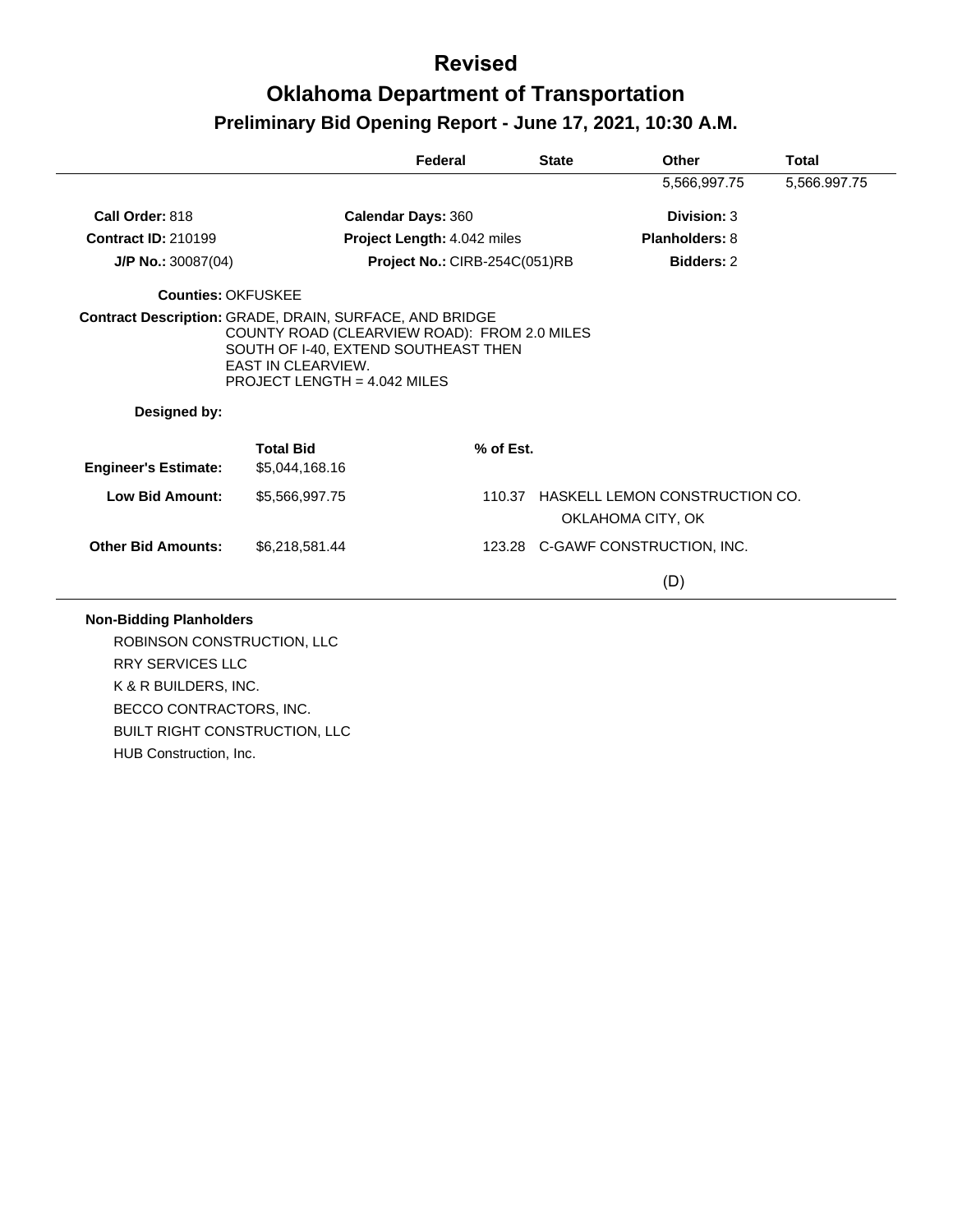# Revised

# Oklahoma Department of Transportation

## Preliminary Bid Opening Report - June 17, 2021, 10:30 A.M.

| Federal | State | Other | Total |
|---|---|---|---|
| | | 5,566,997.75 | 5,566,997.75 |

**Call Order:** 818 **Calendar Days:** 360 **Division:** 3

**Contract ID:** 210199 **Project Length:** 4.042 miles **Planholders:** 8

**J/P No.:** 30087(04) **Project No.:** CIRB-254C(051)RB **Bidders:** 2

**Counties:** OKFUSKEE

**Contract Description:** GRADE, DRAIN, SURFACE, AND BRIDGE
COUNTY ROAD (CLEARVIEW ROAD): FROM 2.0 MILES SOUTH OF I-40, EXTEND SOUTHEAST THEN EAST IN CLEARVIEW.
PROJECT LENGTH = 4.042 MILES

**Designed by:**

| | Total Bid | % of Est. | |
|---|---|---|---|
| **Engineer's Estimate:** | $5,044,168.16 | | |
| **Low Bid Amount:** | $5,566,997.75 | 110.37 | HASKELL LEMON CONSTRUCTION CO. OKLAHOMA CITY, OK |
| **Other Bid Amounts:** | $6,218,581.44 | 123.28 | C-GAWF CONSTRUCTION, INC. (D) |

**Non-Bidding Planholders**

ROBINSON CONSTRUCTION, LLC
RRY SERVICES LLC
K & R BUILDERS, INC.
BECCO CONTRACTORS, INC.
BUILT RIGHT CONSTRUCTION, LLC
HUB Construction, Inc.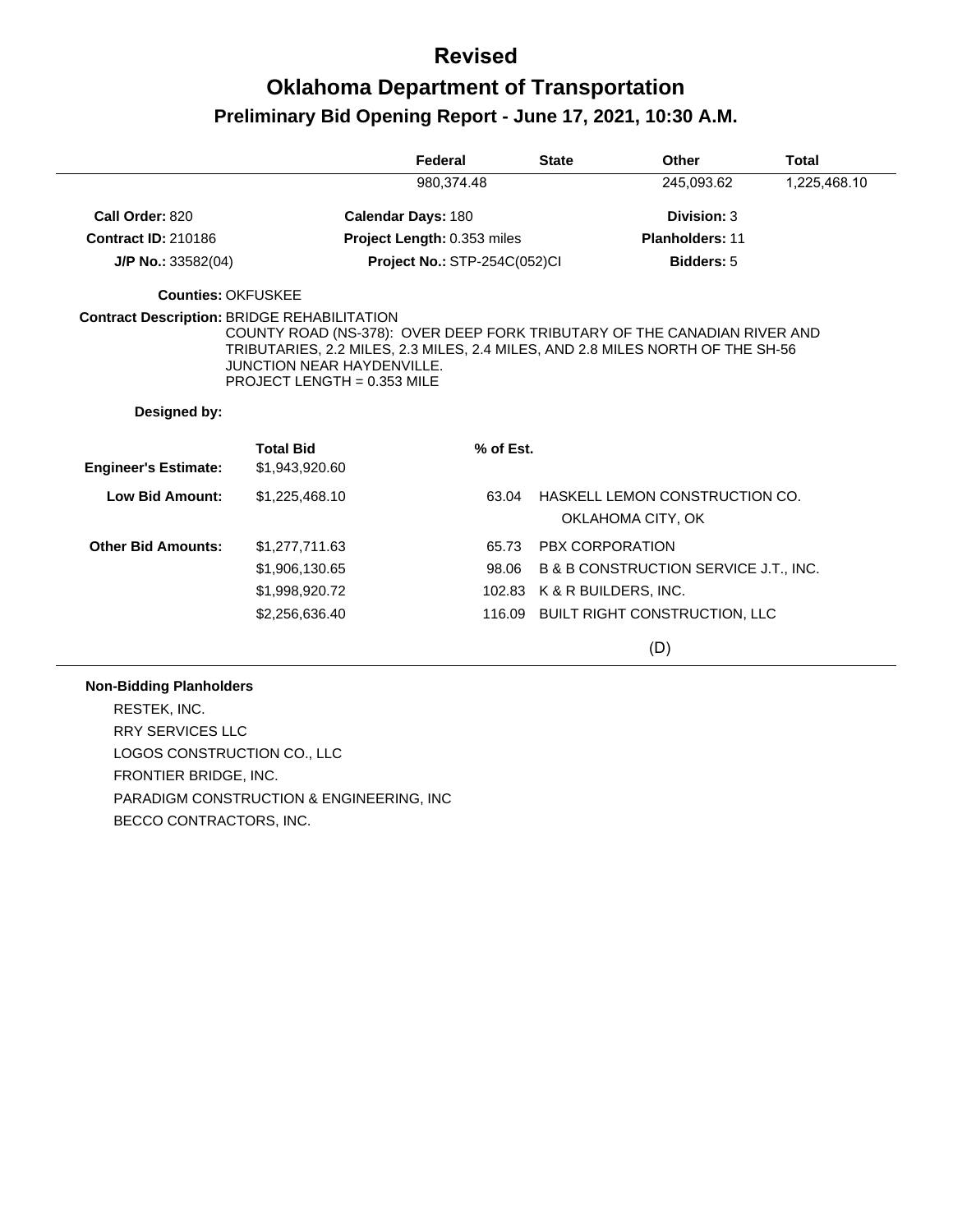# Revised

# Oklahoma Department of Transportation

## Preliminary Bid Opening Report - June 17, 2021, 10:30 A.M.

| | Federal | State | Other | Total |
|---|---|---|---|---|
| | 980,374.48 | | 245,093.62 | 1,225,468.10 |

**Call Order:** 820
**Calendar Days:** 180
**Division:** 3

**Contract ID:** 210186
**Project Length:** 0.353 miles
**Planholders:** 11

**J/P No.:** 33582(04)
**Project No.:** STP-254C(052)CI
**Bidders:** 5

**Counties:** OKFUSKEE

**Contract Description:** BRIDGE REHABILITATION
COUNTY ROAD (NS-378): OVER DEEP FORK TRIBUTARY OF THE CANADIAN RIVER AND TRIBUTARIES, 2.2 MILES, 2.3 MILES, 2.4 MILES, AND 2.8 MILES NORTH OF THE SH-56 JUNCTION NEAR HAYDENVILLE.
PROJECT LENGTH = 0.353 MILE

**Designed by:**

| | Total Bid | % of Est. | |
|---|---|---|---|
| **Engineer's Estimate:** | $1,943,920.60 | | |
| **Low Bid Amount:** | $1,225,468.10 | 63.04 | HASKELL LEMON CONSTRUCTION CO. OKLAHOMA CITY, OK |
| **Other Bid Amounts:** | $1,277,711.63 | 65.73 | PBX CORPORATION |
| | $1,906,130.65 | 98.06 | B & B CONSTRUCTION SERVICE J.T., INC. |
| | $1,998,920.72 | 102.83 | K & R BUILDERS, INC. |
| | $2,256,636.40 | 116.09 | BUILT RIGHT CONSTRUCTION, LLC |

(D)

**Non-Bidding Planholders**

RESTEK, INC.
RRY SERVICES LLC
LOGOS CONSTRUCTION CO., LLC
FRONTIER BRIDGE, INC.
PARADIGM CONSTRUCTION & ENGINEERING, INC
BECCO CONTRACTORS, INC.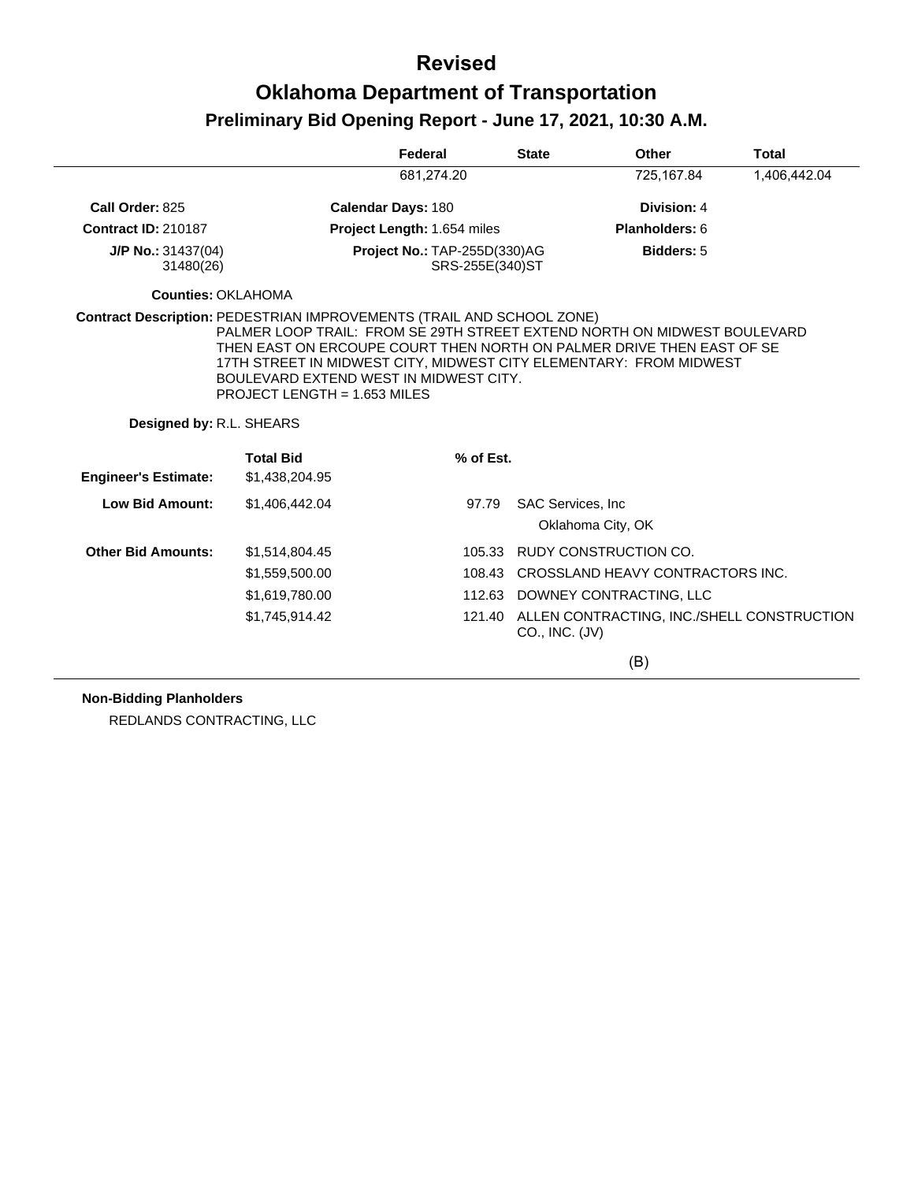# Revised

# Oklahoma Department of Transportation

## Preliminary Bid Opening Report - June 17, 2021, 10:30 A.M.

| Federal | State | Other | Total |
|---|---|---|---|
| 681,274.20 | | 725,167.84 | 1,406,442.04 |

**Call Order:** 825 **Calendar Days:** 180 **Division:** 4

**Contract ID:** 210187 **Project Length:** 1.654 miles **Planholders:** 6

**J/P No.:** 31437(04) 31480(26) **Project No.:** TAP-255D(330)AG SRS-255E(340)ST **Bidders:** 5

**Counties:** OKLAHOMA

**Contract Description:** PEDESTRIAN IMPROVEMENTS (TRAIL AND SCHOOL ZONE) PALMER LOOP TRAIL: FROM SE 29TH STREET EXTEND NORTH ON MIDWEST BOULEVARD THEN EAST ON ERCOUPE COURT THEN NORTH ON PALMER DRIVE THEN EAST OF SE 17TH STREET IN MIDWEST CITY, MIDWEST CITY ELEMENTARY: FROM MIDWEST BOULEVARD EXTEND WEST IN MIDWEST CITY. PROJECT LENGTH = 1.653 MILES

**Designed by:** R.L. SHEARS

| | Total Bid | % of Est. | |
|---|---|---|---|
| **Engineer's Estimate:** | $1,438,204.95 | | |
| **Low Bid Amount:** | $1,406,442.04 | 97.79 | SAC Services, Inc<br>Oklahoma City, OK |
| **Other Bid Amounts:** | $1,514,804.45 | 105.33 | RUDY CONSTRUCTION CO. |
| | $1,559,500.00 | 108.43 | CROSSLAND HEAVY CONTRACTORS INC. |
| | $1,619,780.00 | 112.63 | DOWNEY CONTRACTING, LLC |
| | $1,745,914.42 | 121.40 | ALLEN CONTRACTING, INC./SHELL CONSTRUCTION CO., INC. (JV) |

(B)

**Non-Bidding Planholders**

REDLANDS CONTRACTING, LLC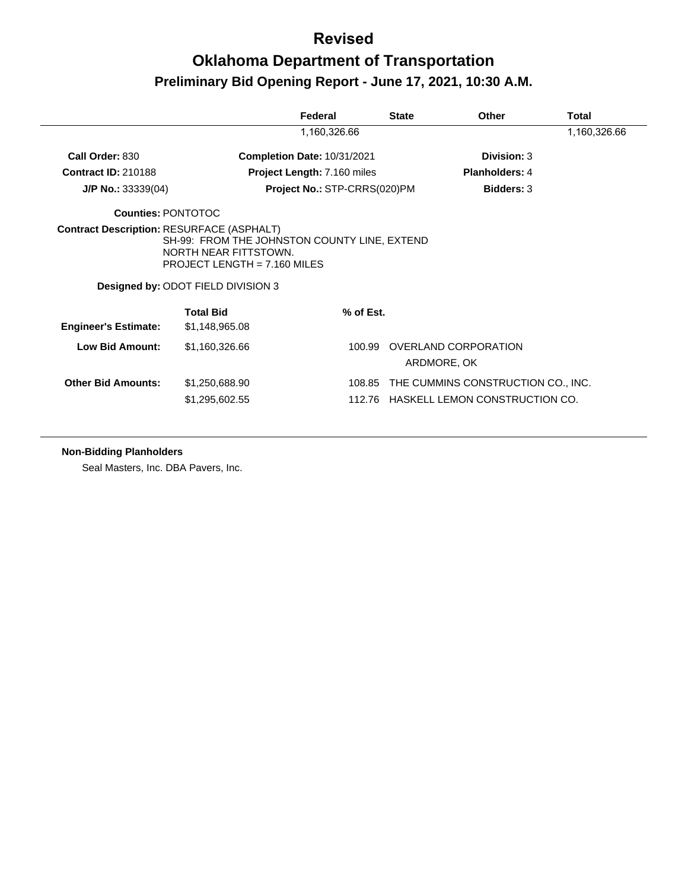# Revised

# Oklahoma Department of Transportation

## Preliminary Bid Opening Report - June 17, 2021, 10:30 A.M.

| Federal | State | Other | Total |
|---|---|---|---|
| 1,160,326.66 | | | 1,160,326.66 |

**Call Order:** 830
**Completion Date:** 10/31/2021
**Division:** 3

**Contract ID:** 210188
**Project Length:** 7.160 miles
**Planholders:** 4

**J/P No.:** 33339(04)
**Project No.:** STP-CRRS(020)PM
**Bidders:** 3

**Counties:** PONTOTOC

**Contract Description:** RESURFACE (ASPHALT)
SH-99: FROM THE JOHNSTON COUNTY LINE, EXTEND NORTH NEAR FITTSTOWN.
PROJECT LENGTH = 7.160 MILES

**Designed by:** ODOT FIELD DIVISION 3

| | Total Bid | % of Est. | |
|---|---|---|---|
| **Engineer's Estimate:** | $1,148,965.08 | | |
| **Low Bid Amount:** | $1,160,326.66 | 100.99 | OVERLAND CORPORATION<br>ARDMORE, OK |
| **Other Bid Amounts:** | $1,250,688.90 | 108.85 | THE CUMMINS CONSTRUCTION CO., INC. |
| | $1,295,602.55 | 112.76 | HASKELL LEMON CONSTRUCTION CO. |

**Non-Bidding Planholders**

Seal Masters, Inc. DBA Pavers, Inc.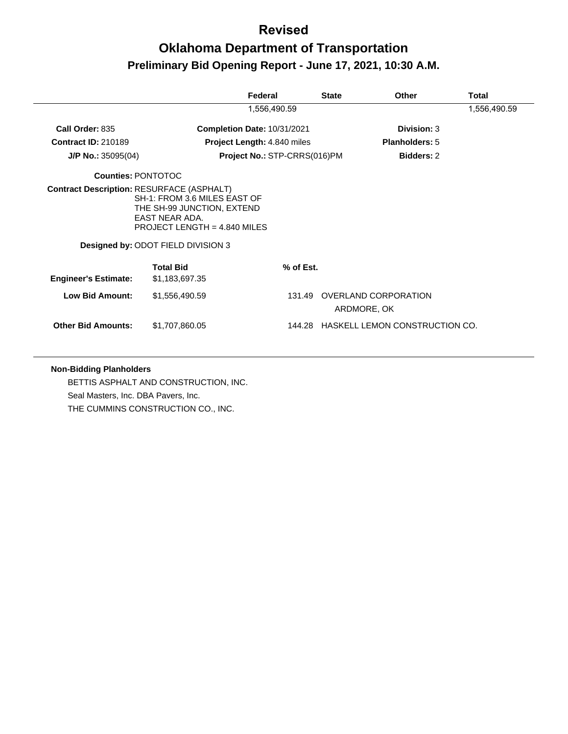# Revised
# Oklahoma Department of Transportation
## Preliminary Bid Opening Report - June 17, 2021, 10:30 A.M.

| Federal | State | Other | Total |
|---|---|---|---|
| 1,556,490.59 | | | 1,556,490.59 |

**Call Order:** 835
**Completion Date:** 10/31/2021
**Division:** 3

**Contract ID:** 210189
**Project Length:** 4.840 miles
**Planholders:** 5

**J/P No.:** 35095(04)
**Project No.:** STP-CRRS(016)PM
**Bidders:** 2

**Counties:** PONTOTOC

**Contract Description:** RESURFACE (ASPHALT)
SH-1: FROM 3.6 MILES EAST OF THE SH-99 JUNCTION, EXTEND EAST NEAR ADA.
PROJECT LENGTH = 4.840 MILES

**Designed by:** ODOT FIELD DIVISION 3

| | Total Bid | % of Est. | |
|---|---|---|---|
| **Engineer's Estimate:** | $1,183,697.35 | | |
| **Low Bid Amount:** | $1,556,490.59 | 131.49 | OVERLAND CORPORATION<br>ARDMORE, OK |
| **Other Bid Amounts:** | $1,707,860.05 | 144.28 | HASKELL LEMON CONSTRUCTION CO. |

**Non-Bidding Planholders**

BETTIS ASPHALT AND CONSTRUCTION, INC.
Seal Masters, Inc. DBA Pavers, Inc.
THE CUMMINS CONSTRUCTION CO., INC.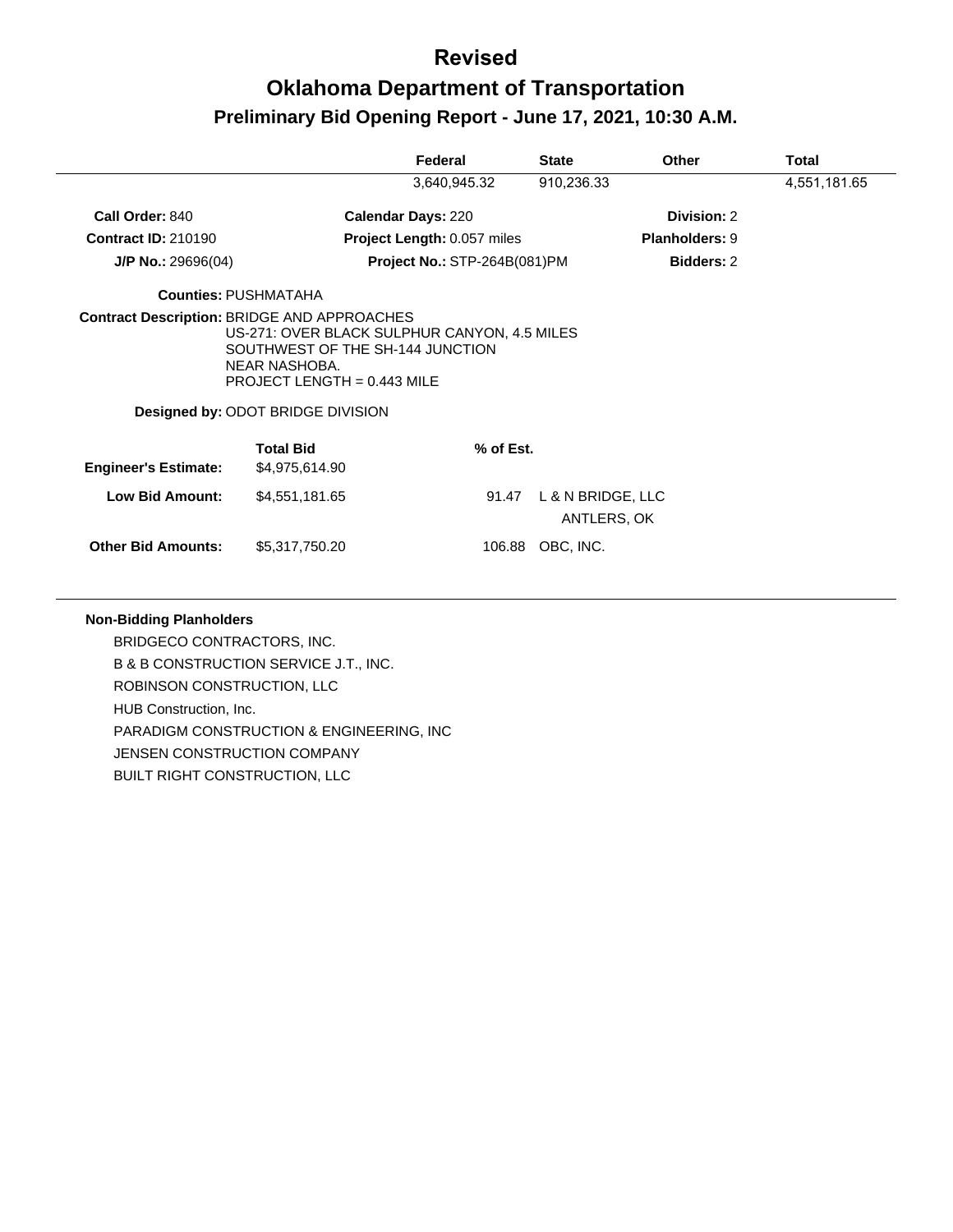# Revised

# Oklahoma Department of Transportation

## Preliminary Bid Opening Report - June 17, 2021, 10:30 A.M.

| | Federal | State | Other | Total |
|---|---|---|---|---|
| | 3,640,945.32 | 910,236.33 | | 4,551,181.65 |

**Call Order:** 840 **Calendar Days:** 220 **Division:** 2

**Contract ID:** 210190 **Project Length:** 0.057 miles **Planholders:** 9

**J/P No.:** 29696(04) **Project No.:** STP-264B(081)PM **Bidders:** 2

**Counties:** PUSHMATAHA

**Contract Description:** BRIDGE AND APPROACHES
US-271: OVER BLACK SULPHUR CANYON, 4.5 MILES SOUTHWEST OF THE SH-144 JUNCTION NEAR NASHOBA.
PROJECT LENGTH = 0.443 MILE

**Designed by:** ODOT BRIDGE DIVISION

| | Total Bid | % of Est. | |
|---|---|---|---|
| **Engineer's Estimate:** | $4,975,614.90 | | |
| **Low Bid Amount:** | $4,551,181.65 | 91.47 | L & N BRIDGE, LLC<br>ANTLERS, OK |
| **Other Bid Amounts:** | $5,317,750.20 | 106.88 | OBC, INC. |

**Non-Bidding Planholders**

BRIDGECO CONTRACTORS, INC.
B & B CONSTRUCTION SERVICE J.T., INC.
ROBINSON CONSTRUCTION, LLC
HUB Construction, Inc.
PARADIGM CONSTRUCTION & ENGINEERING, INC
JENSEN CONSTRUCTION COMPANY
BUILT RIGHT CONSTRUCTION, LLC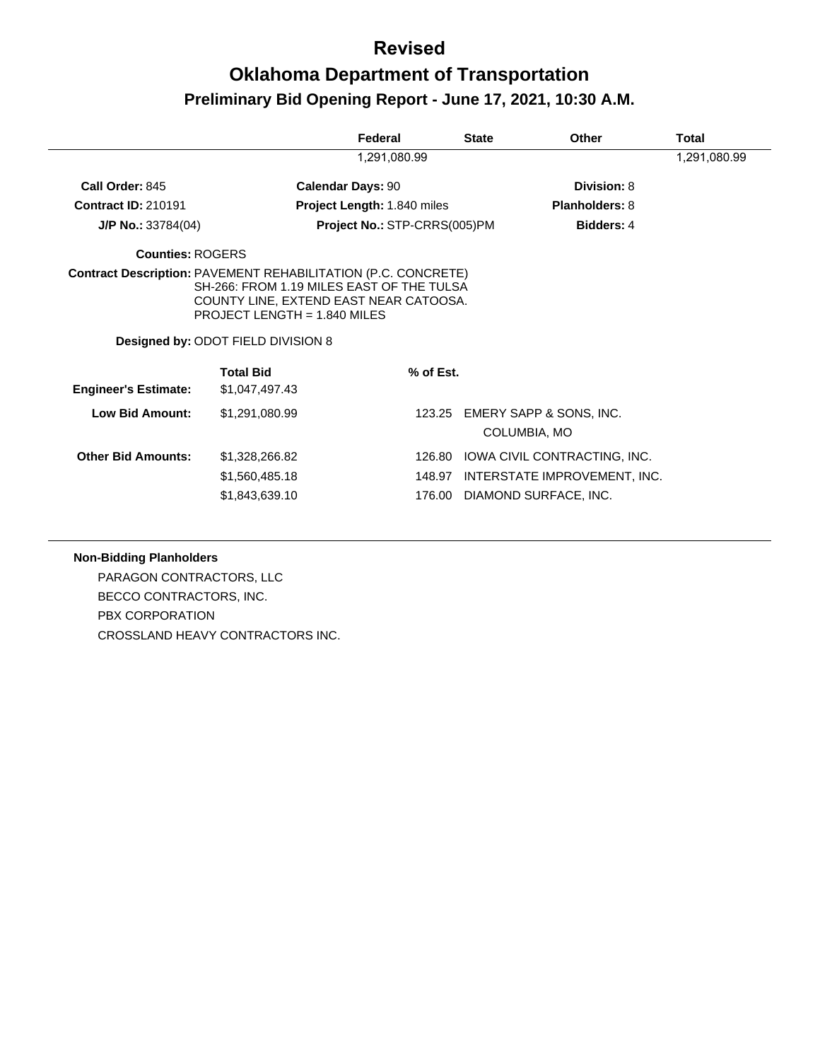# Revised

# Oklahoma Department of Transportation

## Preliminary Bid Opening Report - June 17, 2021, 10:30 A.M.

| | Federal | State | Other | Total |
|---|---|---|---|---|
| | 1,291,080.99 | | | 1,291,080.99 |

**Call Order:** 845
**Calendar Days:** 90
**Division:** 8

**Contract ID:** 210191
**Project Length:** 1.840 miles
**Planholders:** 8

**J/P No.:** 33784(04)
**Project No.:** STP-CRRS(005)PM
**Bidders:** 4

**Counties:** ROGERS

**Contract Description:** PAVEMENT REHABILITATION (P.C. CONCRETE) SH-266: FROM 1.19 MILES EAST OF THE TULSA COUNTY LINE, EXTEND EAST NEAR CATOOSA. PROJECT LENGTH = 1.840 MILES

**Designed by:** ODOT FIELD DIVISION 8

| | Total Bid | % of Est. | |
|---|---|---|---|
| **Engineer's Estimate:** | $1,047,497.43 | | |
| **Low Bid Amount:** | $1,291,080.99 | 123.25 | EMERY SAPP & SONS, INC.<br>COLUMBIA, MO |
| **Other Bid Amounts:** | $1,328,266.82 | 126.80 | IOWA CIVIL CONTRACTING, INC. |
| | $1,560,485.18 | 148.97 | INTERSTATE IMPROVEMENT, INC. |
| | $1,843,639.10 | 176.00 | DIAMOND SURFACE, INC. |

**Non-Bidding Planholders**

PARAGON CONTRACTORS, LLC
BECCO CONTRACTORS, INC.
PBX CORPORATION
CROSSLAND HEAVY CONTRACTORS INC.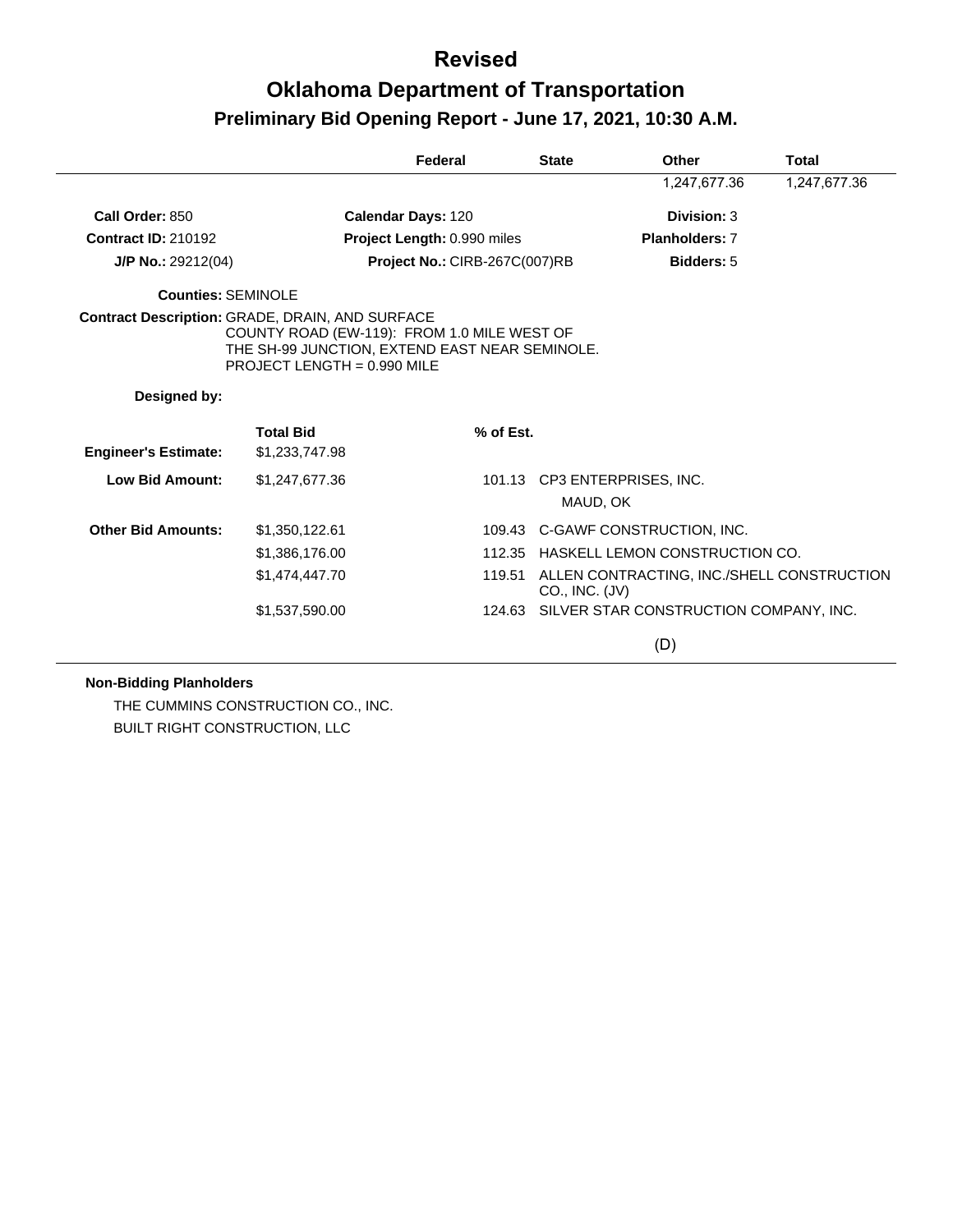# Revised

# Oklahoma Department of Transportation

## Preliminary Bid Opening Report - June 17, 2021, 10:30 A.M.

| | Federal | State | Other | Total |
|---|---|---|---|---|
| | | | 1,247,677.36 | 1,247,677.36 |

**Call Order:** 850 | **Calendar Days:** 120 | **Division:** 3

**Contract ID:** 210192 | **Project Length:** 0.990 miles | **Planholders:** 7

**J/P No.:** 29212(04) | **Project No.:** CIRB-267C(007)RB | **Bidders:** 5

**Counties:** SEMINOLE

**Contract Description:** GRADE, DRAIN, AND SURFACE
COUNTY ROAD (EW-119): FROM 1.0 MILE WEST OF THE SH-99 JUNCTION, EXTEND EAST NEAR SEMINOLE.
PROJECT LENGTH = 0.990 MILE

**Designed by:**

| | Total Bid | % of Est. | |
|---|---|---|---|
| **Engineer's Estimate:** | $1,233,747.98 | | |
| **Low Bid Amount:** | $1,247,677.36 | 101.13 | CP3 ENTERPRISES, INC.<br>MAUD, OK |
| **Other Bid Amounts:** | $1,350,122.61 | 109.43 | C-GAWF CONSTRUCTION, INC. |
| | $1,386,176.00 | 112.35 | HASKELL LEMON CONSTRUCTION CO. |
| | $1,474,447.70 | 119.51 | ALLEN CONTRACTING, INC./SHELL CONSTRUCTION CO., INC. (JV) |
| | $1,537,590.00 | 124.63 | SILVER STAR CONSTRUCTION COMPANY, INC. |

(D)

**Non-Bidding Planholders**

THE CUMMINS CONSTRUCTION CO., INC.

BUILT RIGHT CONSTRUCTION, LLC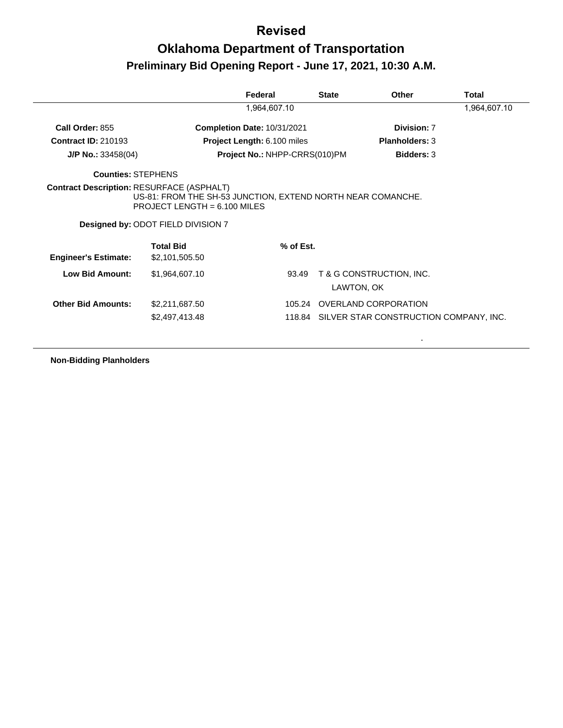# Revised

# Oklahoma Department of Transportation

## Preliminary Bid Opening Report - June 17, 2021, 10:30 A.M.

| Federal | State | Other | Total |
|---|---|---|---|
| 1,964,607.10 | | | 1,964,607.10 |

**Call Order:** 855
**Completion Date:** 10/31/2021
**Division:** 7

**Contract ID:** 210193
**Project Length:** 6.100 miles
**Planholders:** 3

**J/P No.:** 33458(04)
**Project No.:** NHPP-CRRS(010)PM
**Bidders:** 3

**Counties:** STEPHENS

**Contract Description:** RESURFACE (ASPHALT)
US-81: FROM THE SH-53 JUNCTION, EXTEND NORTH NEAR COMANCHE.
PROJECT LENGTH = 6.100 MILES

**Designed by:** ODOT FIELD DIVISION 7

| | Total Bid | % of Est. | |
|---|---|---|---|
| **Engineer's Estimate:** | $2,101,505.50 | | |
| **Low Bid Amount:** | $1,964,607.10 | 93.49 | T & G CONSTRUCTION, INC.<br>LAWTON, OK |
| **Other Bid Amounts:** | $2,211,687.50 | 105.24 | OVERLAND CORPORATION |
| | $2,497,413.48 | 118.84 | SILVER STAR CONSTRUCTION COMPANY, INC. |

**Non-Bidding Planholders**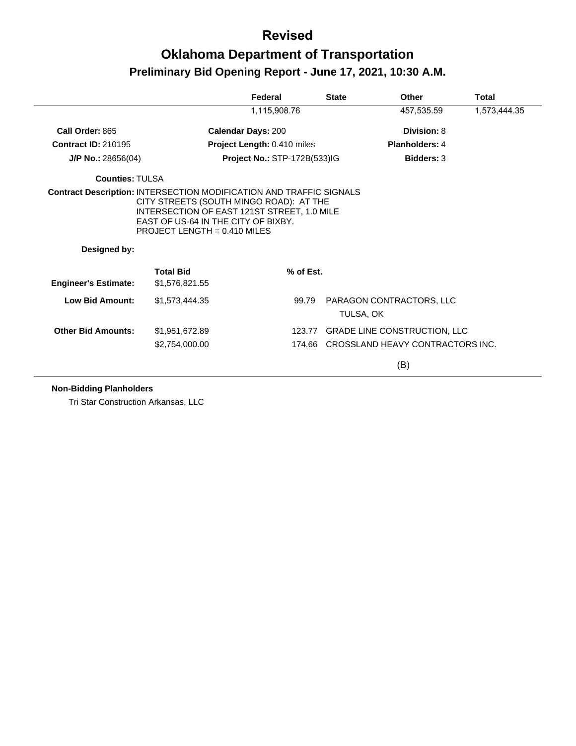# Revised

# Oklahoma Department of Transportation

## Preliminary Bid Opening Report - June 17, 2021, 10:30 A.M.

| | Federal | State | Other | Total |
|---|---|---|---|---|
| | 1,115,908.76 | | 457,535.59 | 1,573,444.35 |

**Call Order:** 865 **Calendar Days:** 200 **Division:** 8

**Contract ID:** 210195 **Project Length:** 0.410 miles **Planholders:** 4

**J/P No.:** 28656(04) **Project No.:** STP-172B(533)IG **Bidders:** 3

**Counties:** TULSA

**Contract Description:** INTERSECTION MODIFICATION AND TRAFFIC SIGNALS CITY STREETS (SOUTH MINGO ROAD): AT THE INTERSECTION OF EAST 121ST STREET, 1.0 MILE EAST OF US-64 IN THE CITY OF BIXBY. PROJECT LENGTH = 0.410 MILES

**Designed by:**

| | Total Bid | % of Est. | |
|---|---|---|---|
| **Engineer's Estimate:** | $1,576,821.55 | | |
| **Low Bid Amount:** | $1,573,444.35 | 99.79 | PARAGON CONTRACTORS, LLC TULSA, OK |
| **Other Bid Amounts:** | $1,951,672.89 | 123.77 | GRADE LINE CONSTRUCTION, LLC |
| | $2,754,000.00 | 174.66 | CROSSLAND HEAVY CONTRACTORS INC. (B) |

**Non-Bidding Planholders**

Tri Star Construction Arkansas, LLC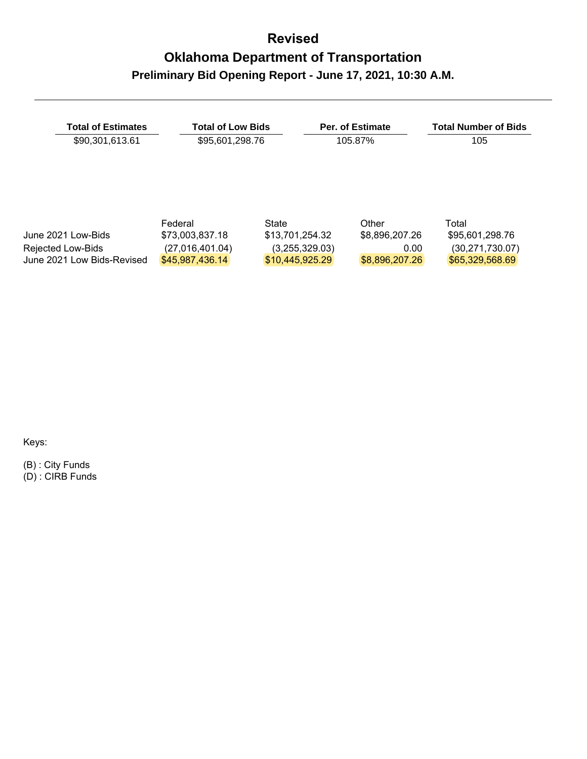# Revised

## Oklahoma Department of Transportation

### Preliminary Bid Opening Report - June 17, 2021, 10:30 A.M.

| Total of Estimates | Total of Low Bids | Per. of Estimate | Total Number of Bids |
| --- | --- | --- | --- |
| $90,301,613.61 | $95,601,298.76 | 105.87% | 105 |

| | Federal | State | Other | Total |
| --- | --- | --- | --- | --- |
| June 2021 Low-Bids | $73,003,837.18 | $13,701,254.32 | $8,896,207.26 | $95,601,298.76 |
| Rejected Low-Bids | (27,016,401.04) | (3,255,329.03) | 0.00 | (30,271,730.07) |
| June 2021 Low Bids-Revised | $45,987,436.14 | $10,445,925.29 | $8,896,207.26 | $65,329,568.69 |

Keys:

(B) : City Funds
(D) : CIRB Funds